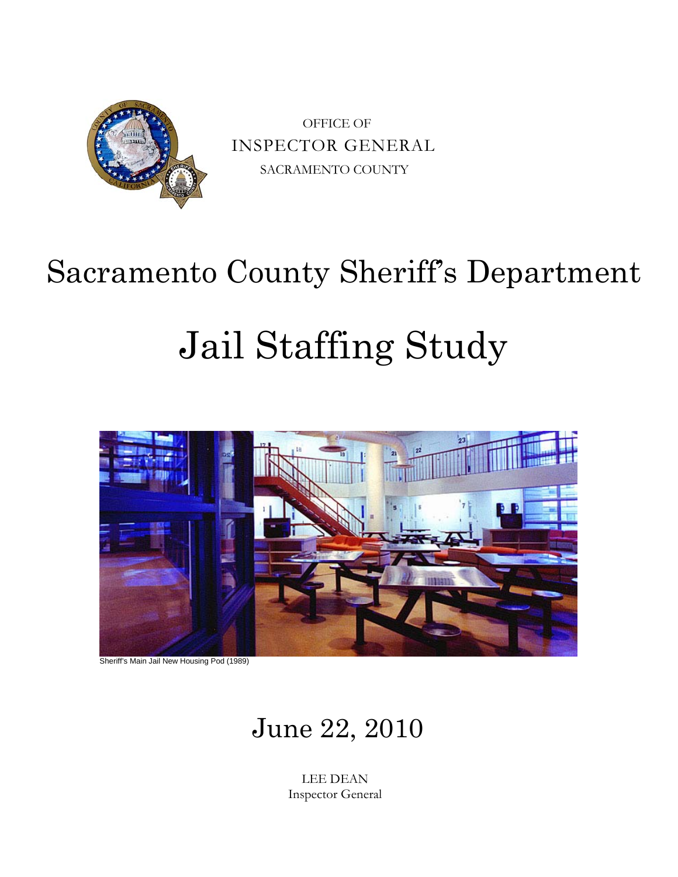OFFICE OF
INSPECTOR GENERAL
SACRAMENTO COUNTY

# Sacramento County Sheriff's Department

# Jail Staffing Study

Sheriff's Main Jail New Housing Pod (1989)

## June 22, 2010

LEE DEAN
Inspector General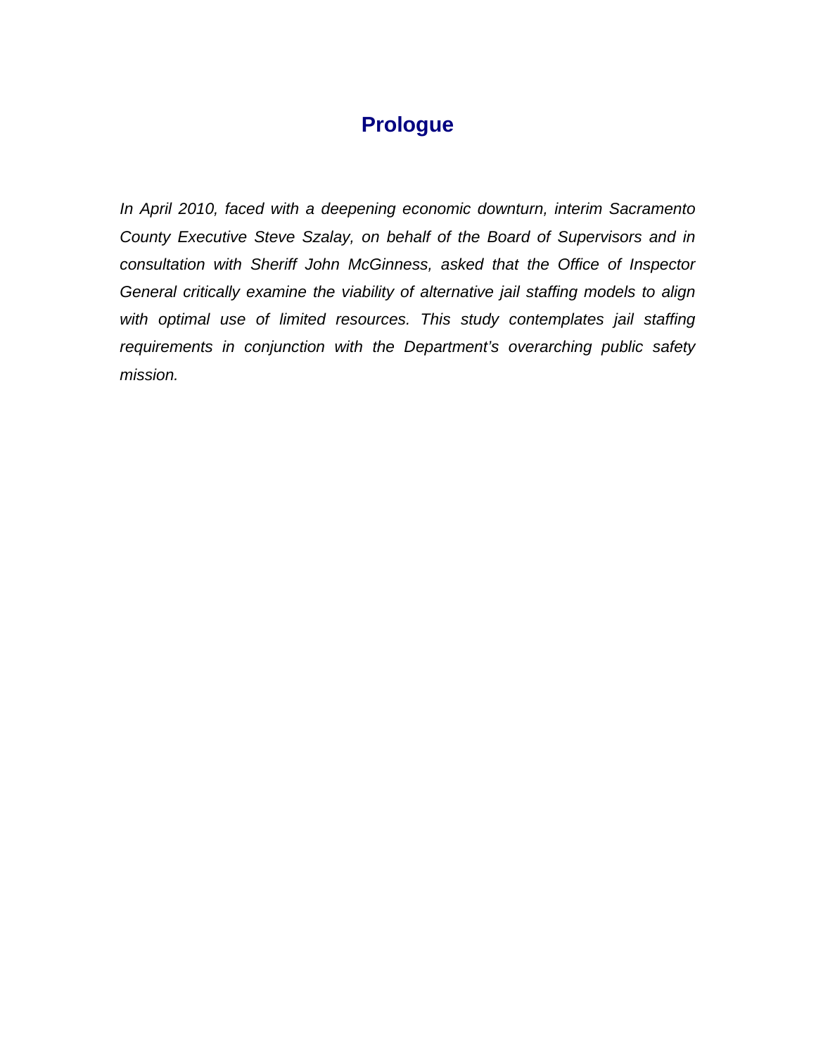# Prologue

*In April 2010, faced with a deepening economic downturn, interim Sacramento County Executive Steve Szalay, on behalf of the Board of Supervisors and in consultation with Sheriff John McGinness, asked that the Office of Inspector General critically examine the viability of alternative jail staffing models to align with optimal use of limited resources. This study contemplates jail staffing requirements in conjunction with the Department's overarching public safety mission.*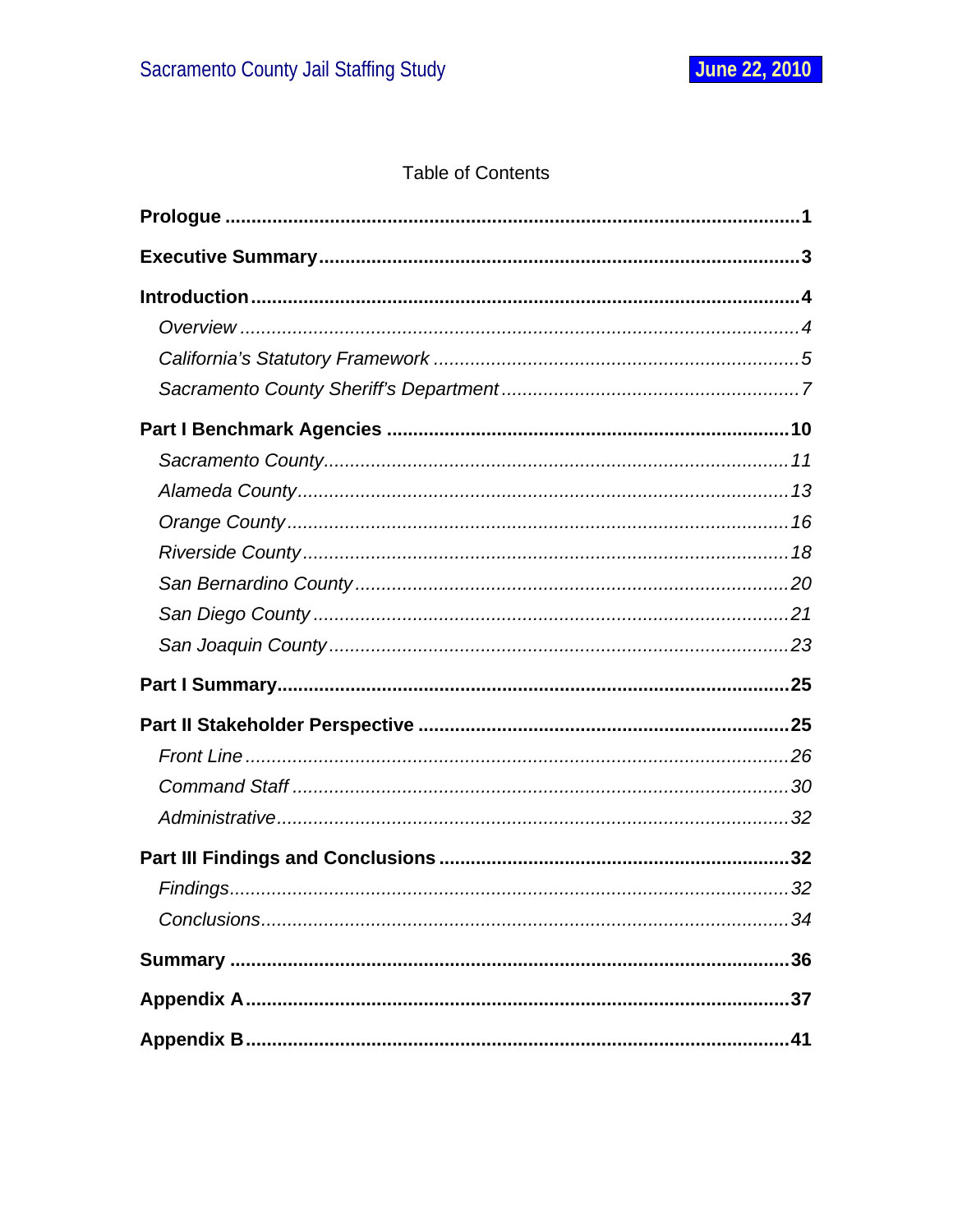Table of Contents

**Prologue** ............................................................. **1**

**Executive Summary** ............................................................. **3**

**Introduction** ............................................................. **4**

*Overview* ............................................................. *4*

*California's Statutory Framework* ............................................................. *5*

*Sacramento County Sheriff's Department* ............................................................. *7*

**Part I Benchmark Agencies** ............................................................. **10**

*Sacramento County* ............................................................. *11*

*Alameda County* ............................................................. *13*

*Orange County* ............................................................. *16*

*Riverside County* ............................................................. *18*

*San Bernardino County* ............................................................. *20*

*San Diego County* ............................................................. *21*

*San Joaquin County* ............................................................. *23*

**Part I Summary** ............................................................. **25**

**Part II Stakeholder Perspective** ............................................................. **25**

*Front Line* ............................................................. *26*

*Command Staff* ............................................................. *30*

*Administrative* ............................................................. *32*

**Part III Findings and Conclusions** ............................................................. **32**

*Findings* ............................................................. *32*

*Conclusions* ............................................................. *34*

**Summary** ............................................................. **36**

**Appendix A** ............................................................. **37**

**Appendix B** ............................................................. **41**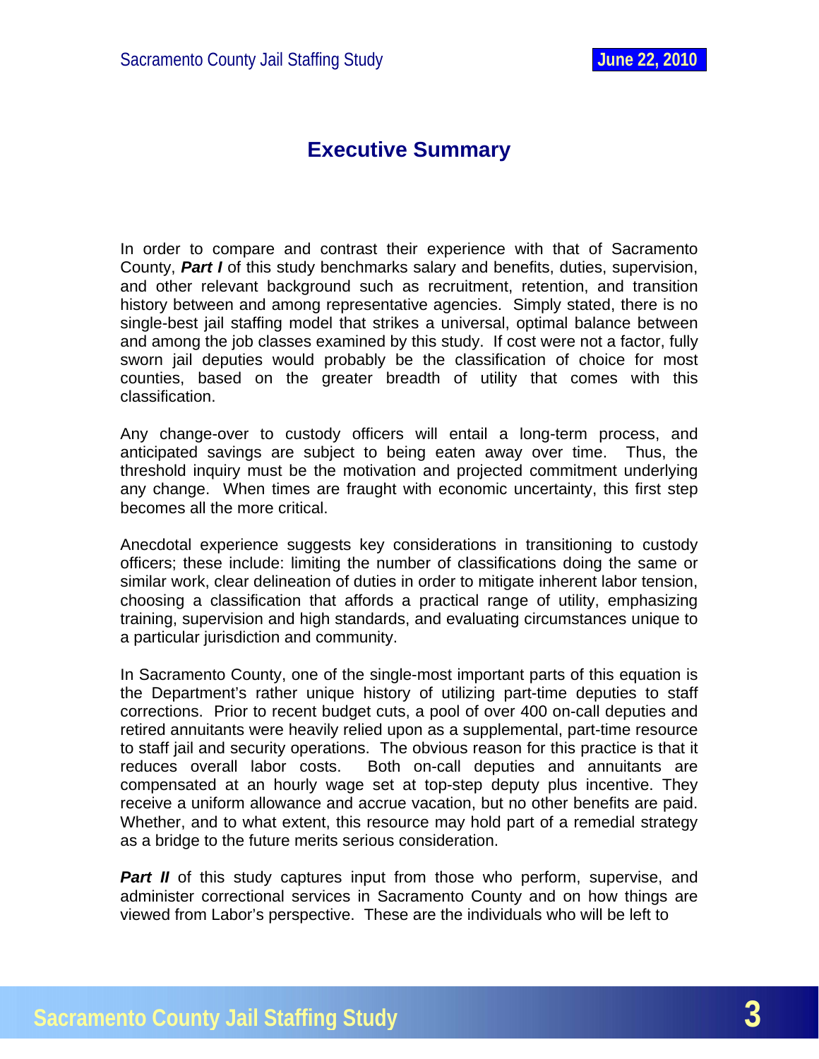# Executive Summary

In order to compare and contrast their experience with that of Sacramento County, ***Part I*** of this study benchmarks salary and benefits, duties, supervision, and other relevant background such as recruitment, retention, and transition history between and among representative agencies. Simply stated, there is no single-best jail staffing model that strikes a universal, optimal balance between and among the job classes examined by this study. If cost were not a factor, fully sworn jail deputies would probably be the classification of choice for most counties, based on the greater breadth of utility that comes with this classification.

Any change-over to custody officers will entail a long-term process, and anticipated savings are subject to being eaten away over time. Thus, the threshold inquiry must be the motivation and projected commitment underlying any change. When times are fraught with economic uncertainty, this first step becomes all the more critical.

Anecdotal experience suggests key considerations in transitioning to custody officers; these include: limiting the number of classifications doing the same or similar work, clear delineation of duties in order to mitigate inherent labor tension, choosing a classification that affords a practical range of utility, emphasizing training, supervision and high standards, and evaluating circumstances unique to a particular jurisdiction and community.

In Sacramento County, one of the single-most important parts of this equation is the Department's rather unique history of utilizing part-time deputies to staff corrections. Prior to recent budget cuts, a pool of over 400 on-call deputies and retired annuitants were heavily relied upon as a supplemental, part-time resource to staff jail and security operations. The obvious reason for this practice is that it reduces overall labor costs. Both on-call deputies and annuitants are compensated at an hourly wage set at top-step deputy plus incentive. They receive a uniform allowance and accrue vacation, but no other benefits are paid. Whether, and to what extent, this resource may hold part of a remedial strategy as a bridge to the future merits serious consideration.

***Part II*** of this study captures input from those who perform, supervise, and administer correctional services in Sacramento County and on how things are viewed from Labor's perspective. These are the individuals who will be left to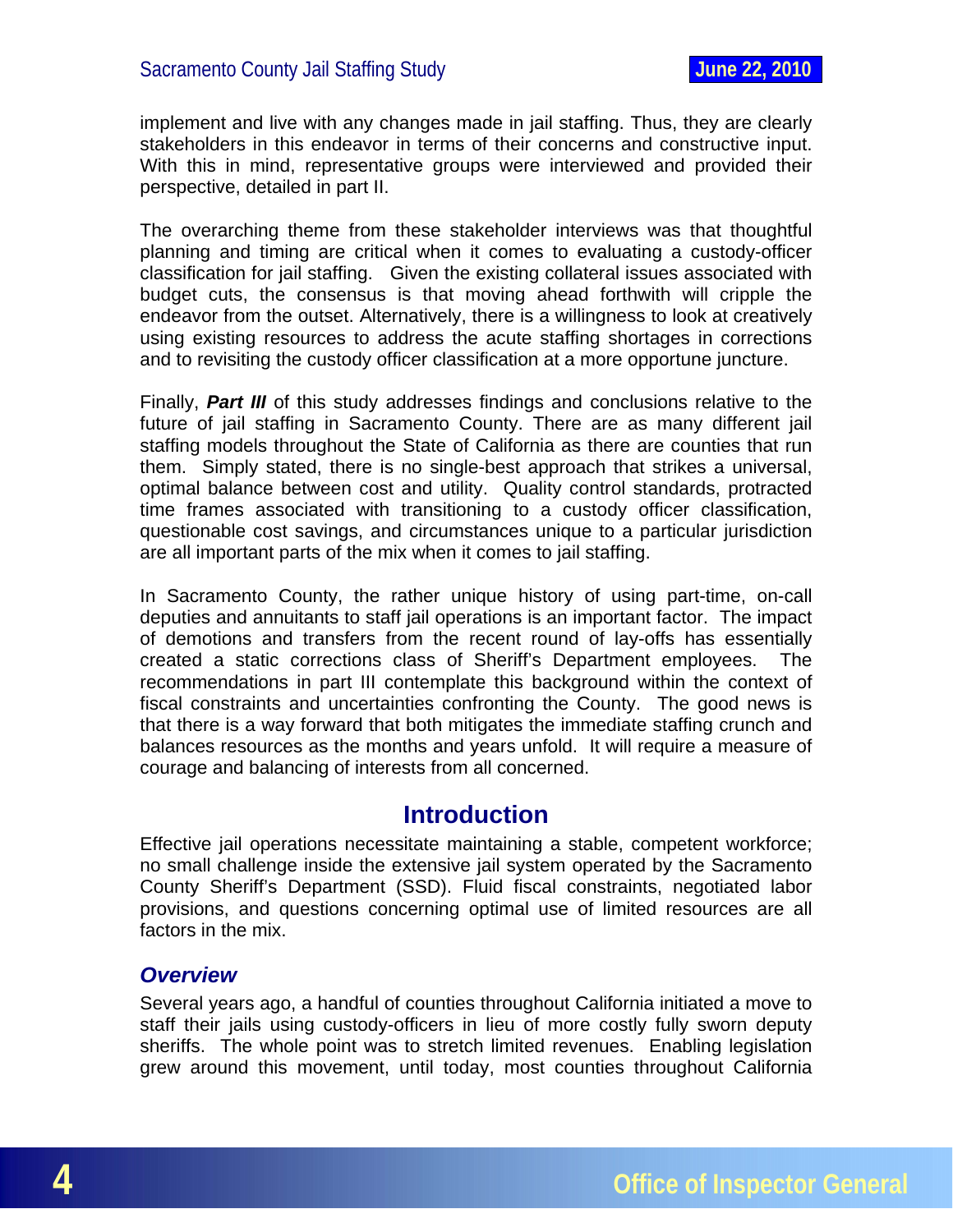implement and live with any changes made in jail staffing. Thus, they are clearly stakeholders in this endeavor in terms of their concerns and constructive input. With this in mind, representative groups were interviewed and provided their perspective, detailed in part II.

The overarching theme from these stakeholder interviews was that thoughtful planning and timing are critical when it comes to evaluating a custody-officer classification for jail staffing. Given the existing collateral issues associated with budget cuts, the consensus is that moving ahead forthwith will cripple the endeavor from the outset. Alternatively, there is a willingness to look at creatively using existing resources to address the acute staffing shortages in corrections and to revisiting the custody officer classification at a more opportune juncture.

Finally, ***Part III*** of this study addresses findings and conclusions relative to the future of jail staffing in Sacramento County. There are as many different jail staffing models throughout the State of California as there are counties that run them. Simply stated, there is no single-best approach that strikes a universal, optimal balance between cost and utility. Quality control standards, protracted time frames associated with transitioning to a custody officer classification, questionable cost savings, and circumstances unique to a particular jurisdiction are all important parts of the mix when it comes to jail staffing.

In Sacramento County, the rather unique history of using part-time, on-call deputies and annuitants to staff jail operations is an important factor. The impact of demotions and transfers from the recent round of lay-offs has essentially created a static corrections class of Sheriff's Department employees. The recommendations in part III contemplate this background within the context of fiscal constraints and uncertainties confronting the County. The good news is that there is a way forward that both mitigates the immediate staffing crunch and balances resources as the months and years unfold. It will require a measure of courage and balancing of interests from all concerned.

## Introduction

Effective jail operations necessitate maintaining a stable, competent workforce; no small challenge inside the extensive jail system operated by the Sacramento County Sheriff's Department (SSD). Fluid fiscal constraints, negotiated labor provisions, and questions concerning optimal use of limited resources are all factors in the mix.

### *Overview*

Several years ago, a handful of counties throughout California initiated a move to staff their jails using custody-officers in lieu of more costly fully sworn deputy sheriffs. The whole point was to stretch limited revenues. Enabling legislation grew around this movement, until today, most counties throughout California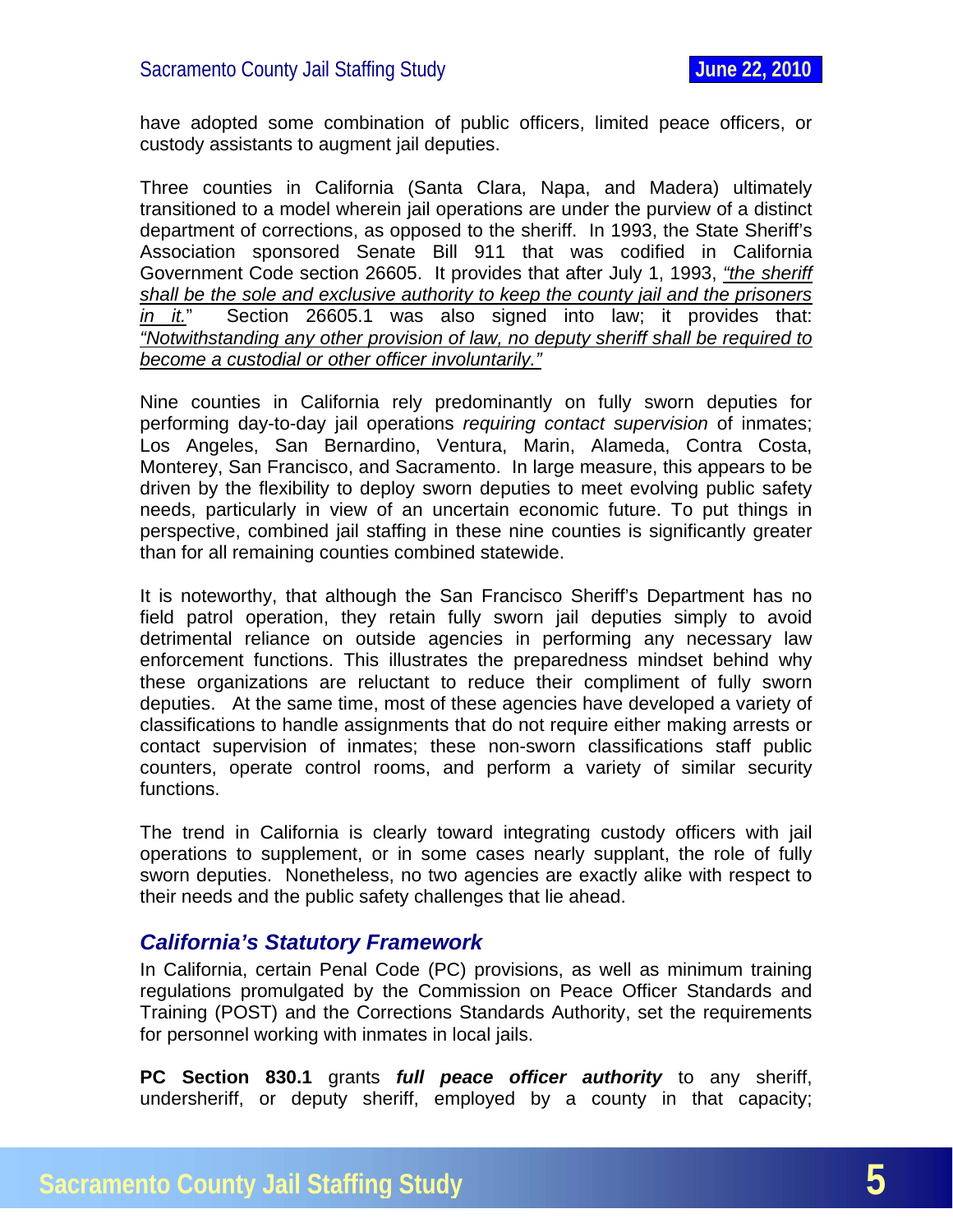have adopted some combination of public officers, limited peace officers, or custody assistants to augment jail deputies.

Three counties in California (Santa Clara, Napa, and Madera) ultimately transitioned to a model wherein jail operations are under the purview of a distinct department of corrections, as opposed to the sheriff. In 1993, the State Sheriff's Association sponsored Senate Bill 911 that was codified in California Government Code section 26605. It provides that after July 1, 1993, *"the sheriff shall be the sole and exclusive authority to keep the county jail and the prisoners in it."* Section 26605.1 was also signed into law; it provides that: *"Notwithstanding any other provision of law, no deputy sheriff shall be required to become a custodial or other officer involuntarily."*

Nine counties in California rely predominantly on fully sworn deputies for performing day-to-day jail operations *requiring contact supervision* of inmates; Los Angeles, San Bernardino, Ventura, Marin, Alameda, Contra Costa, Monterey, San Francisco, and Sacramento. In large measure, this appears to be driven by the flexibility to deploy sworn deputies to meet evolving public safety needs, particularly in view of an uncertain economic future. To put things in perspective, combined jail staffing in these nine counties is significantly greater than for all remaining counties combined statewide.

It is noteworthy, that although the San Francisco Sheriff's Department has no field patrol operation, they retain fully sworn jail deputies simply to avoid detrimental reliance on outside agencies in performing any necessary law enforcement functions. This illustrates the preparedness mindset behind why these organizations are reluctant to reduce their compliment of fully sworn deputies. At the same time, most of these agencies have developed a variety of classifications to handle assignments that do not require either making arrests or contact supervision of inmates; these non-sworn classifications staff public counters, operate control rooms, and perform a variety of similar security functions.

The trend in California is clearly toward integrating custody officers with jail operations to supplement, or in some cases nearly supplant, the role of fully sworn deputies. Nonetheless, no two agencies are exactly alike with respect to their needs and the public safety challenges that lie ahead.

## *California's Statutory Framework*

In California, certain Penal Code (PC) provisions, as well as minimum training regulations promulgated by the Commission on Peace Officer Standards and Training (POST) and the Corrections Standards Authority, set the requirements for personnel working with inmates in local jails.

**PC Section 830.1** grants ***full peace officer authority*** to any sheriff, undersheriff, or deputy sheriff, employed by a county in that capacity;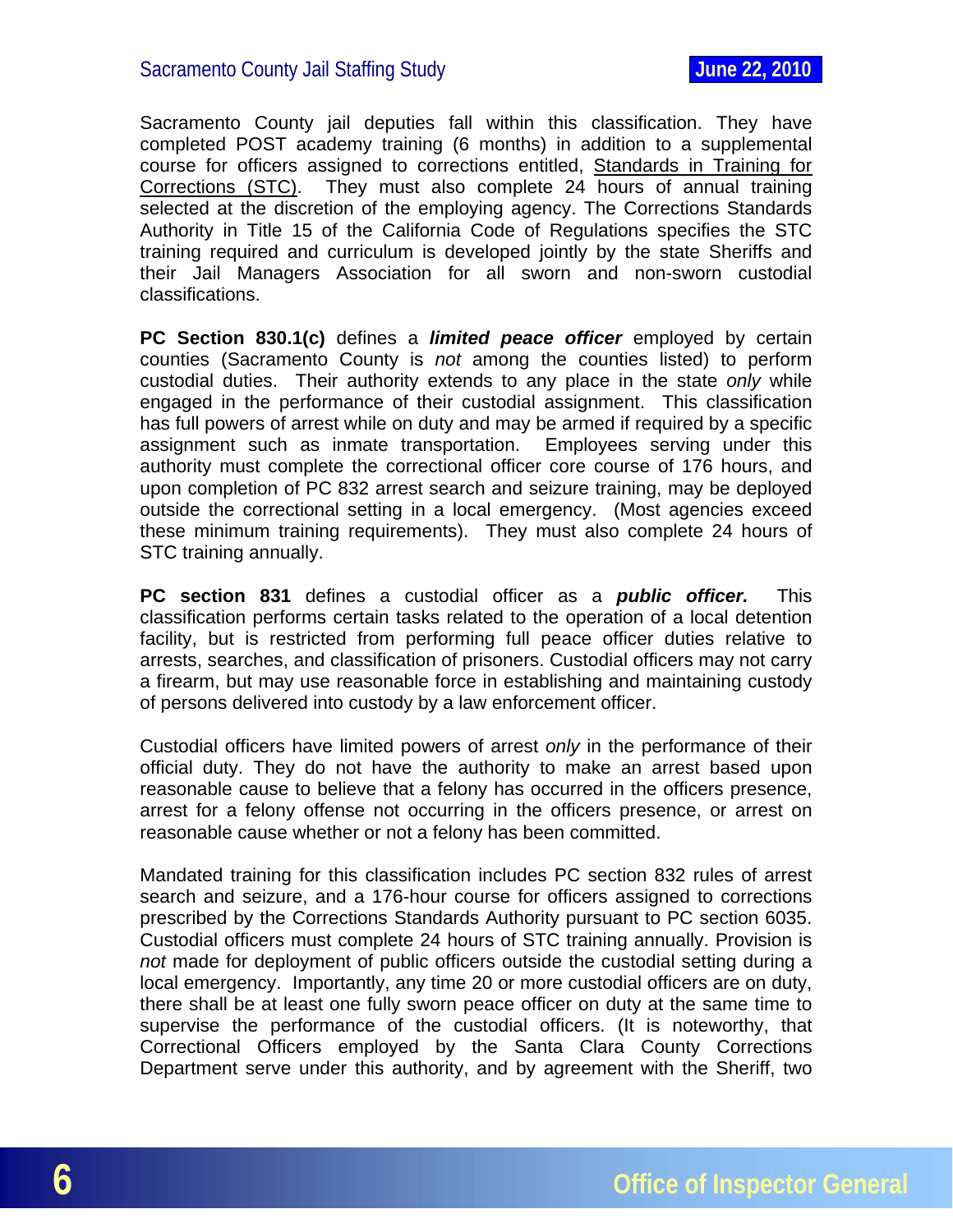Sacramento County jail deputies fall within this classification. They have completed POST academy training (6 months) in addition to a supplemental course for officers assigned to corrections entitled, Standards in Training for Corrections (STC). They must also complete 24 hours of annual training selected at the discretion of the employing agency. The Corrections Standards Authority in Title 15 of the California Code of Regulations specifies the STC training required and curriculum is developed jointly by the state Sheriffs and their Jail Managers Association for all sworn and non-sworn custodial classifications.

**PC Section 830.1(c)** defines a ***limited peace officer*** employed by certain counties (Sacramento County is *not* among the counties listed) to perform custodial duties. Their authority extends to any place in the state *only* while engaged in the performance of their custodial assignment. This classification has full powers of arrest while on duty and may be armed if required by a specific assignment such as inmate transportation. Employees serving under this authority must complete the correctional officer core course of 176 hours, and upon completion of PC 832 arrest search and seizure training, may be deployed outside the correctional setting in a local emergency. (Most agencies exceed these minimum training requirements). They must also complete 24 hours of STC training annually.

**PC section 831** defines a custodial officer as a ***public officer.*** This classification performs certain tasks related to the operation of a local detention facility, but is restricted from performing full peace officer duties relative to arrests, searches, and classification of prisoners. Custodial officers may not carry a firearm, but may use reasonable force in establishing and maintaining custody of persons delivered into custody by a law enforcement officer.

Custodial officers have limited powers of arrest *only* in the performance of their official duty. They do not have the authority to make an arrest based upon reasonable cause to believe that a felony has occurred in the officers presence, arrest for a felony offense not occurring in the officers presence, or arrest on reasonable cause whether or not a felony has been committed.

Mandated training for this classification includes PC section 832 rules of arrest search and seizure, and a 176-hour course for officers assigned to corrections prescribed by the Corrections Standards Authority pursuant to PC section 6035. Custodial officers must complete 24 hours of STC training annually. Provision is *not* made for deployment of public officers outside the custodial setting during a local emergency. Importantly, any time 20 or more custodial officers are on duty, there shall be at least one fully sworn peace officer on duty at the same time to supervise the performance of the custodial officers. (It is noteworthy, that Correctional Officers employed by the Santa Clara County Corrections Department serve under this authority, and by agreement with the Sheriff, two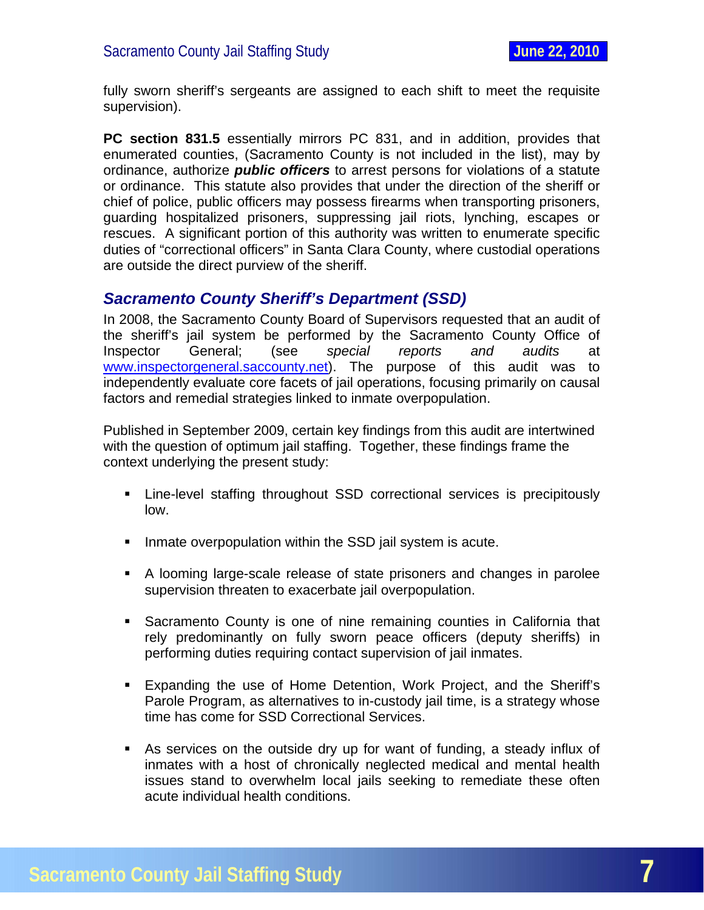fully sworn sheriff's sergeants are assigned to each shift to meet the requisite supervision).

**PC section 831.5** essentially mirrors PC 831, and in addition, provides that enumerated counties, (Sacramento County is not included in the list), may by ordinance, authorize ***public officers*** to arrest persons for violations of a statute or ordinance. This statute also provides that under the direction of the sheriff or chief of police, public officers may possess firearms when transporting prisoners, guarding hospitalized prisoners, suppressing jail riots, lynching, escapes or rescues. A significant portion of this authority was written to enumerate specific duties of "correctional officers" in Santa Clara County, where custodial operations are outside the direct purview of the sheriff.

## *Sacramento County Sheriff's Department (SSD)*

In 2008, the Sacramento County Board of Supervisors requested that an audit of the sheriff's jail system be performed by the Sacramento County Office of Inspector General; (see *special reports and audits* at [www.inspectorgeneral.saccounty.net](http://www.inspectorgeneral.saccounty.net)). The purpose of this audit was to independently evaluate core facets of jail operations, focusing primarily on causal factors and remedial strategies linked to inmate overpopulation.

Published in September 2009, certain key findings from this audit are intertwined with the question of optimum jail staffing. Together, these findings frame the context underlying the present study:

- Line-level staffing throughout SSD correctional services is precipitously low.
- Inmate overpopulation within the SSD jail system is acute.
- A looming large-scale release of state prisoners and changes in parolee supervision threaten to exacerbate jail overpopulation.
- Sacramento County is one of nine remaining counties in California that rely predominantly on fully sworn peace officers (deputy sheriffs) in performing duties requiring contact supervision of jail inmates.
- Expanding the use of Home Detention, Work Project, and the Sheriff's Parole Program, as alternatives to in-custody jail time, is a strategy whose time has come for SSD Correctional Services.
- As services on the outside dry up for want of funding, a steady influx of inmates with a host of chronically neglected medical and mental health issues stand to overwhelm local jails seeking to remediate these often acute individual health conditions.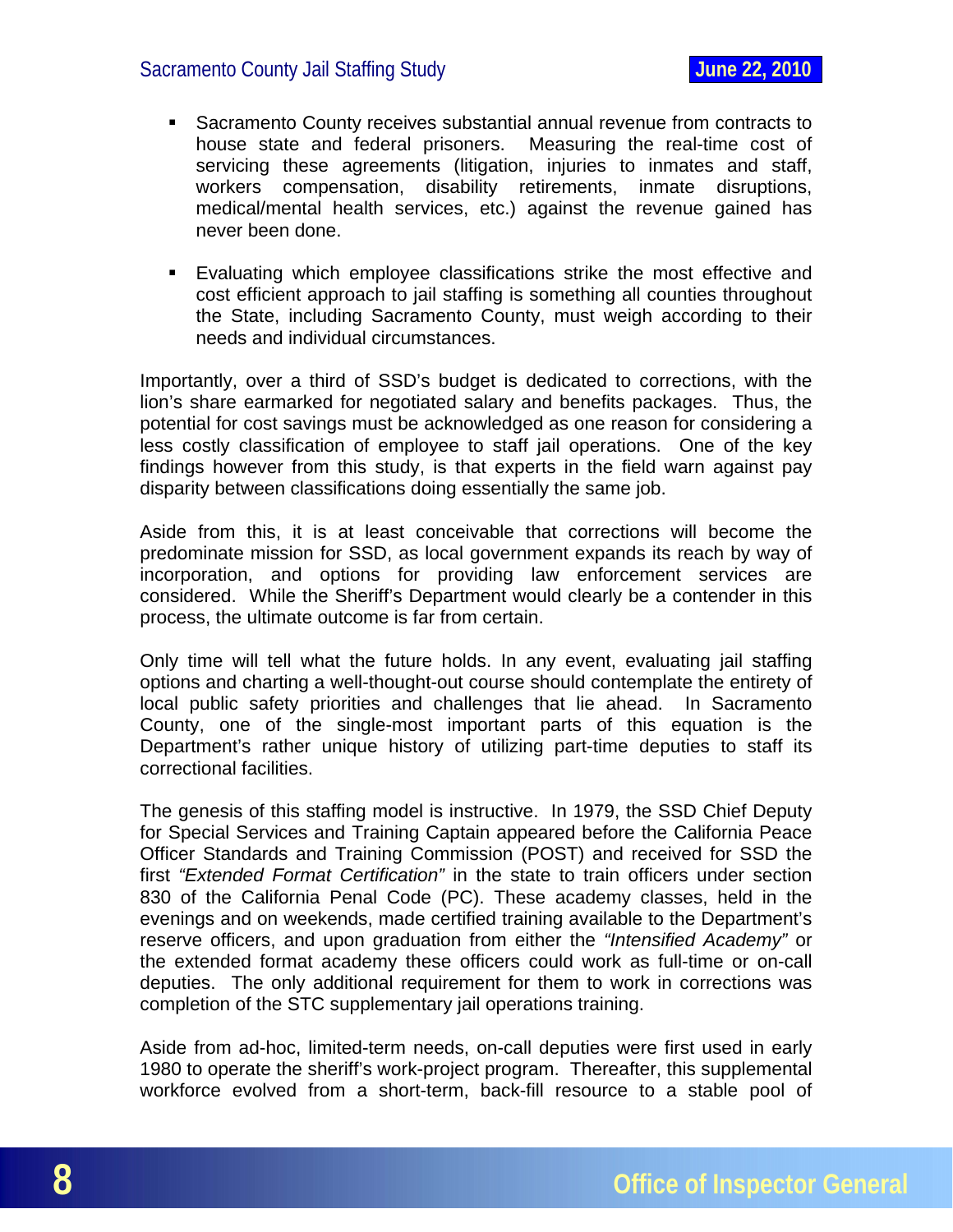- Sacramento County receives substantial annual revenue from contracts to house state and federal prisoners. Measuring the real-time cost of servicing these agreements (litigation, injuries to inmates and staff, workers compensation, disability retirements, inmate disruptions, medical/mental health services, etc.) against the revenue gained has never been done.

- Evaluating which employee classifications strike the most effective and cost efficient approach to jail staffing is something all counties throughout the State, including Sacramento County, must weigh according to their needs and individual circumstances.

Importantly, over a third of SSD's budget is dedicated to corrections, with the lion's share earmarked for negotiated salary and benefits packages. Thus, the potential for cost savings must be acknowledged as one reason for considering a less costly classification of employee to staff jail operations. One of the key findings however from this study, is that experts in the field warn against pay disparity between classifications doing essentially the same job.

Aside from this, it is at least conceivable that corrections will become the predominate mission for SSD, as local government expands its reach by way of incorporation, and options for providing law enforcement services are considered. While the Sheriff's Department would clearly be a contender in this process, the ultimate outcome is far from certain.

Only time will tell what the future holds. In any event, evaluating jail staffing options and charting a well-thought-out course should contemplate the entirety of local public safety priorities and challenges that lie ahead. In Sacramento County, one of the single-most important parts of this equation is the Department's rather unique history of utilizing part-time deputies to staff its correctional facilities.

The genesis of this staffing model is instructive. In 1979, the SSD Chief Deputy for Special Services and Training Captain appeared before the California Peace Officer Standards and Training Commission (POST) and received for SSD the first *"Extended Format Certification"* in the state to train officers under section 830 of the California Penal Code (PC). These academy classes, held in the evenings and on weekends, made certified training available to the Department's reserve officers, and upon graduation from either the *"Intensified Academy"* or the extended format academy these officers could work as full-time or on-call deputies. The only additional requirement for them to work in corrections was completion of the STC supplementary jail operations training.

Aside from ad-hoc, limited-term needs, on-call deputies were first used in early 1980 to operate the sheriff's work-project program. Thereafter, this supplemental workforce evolved from a short-term, back-fill resource to a stable pool of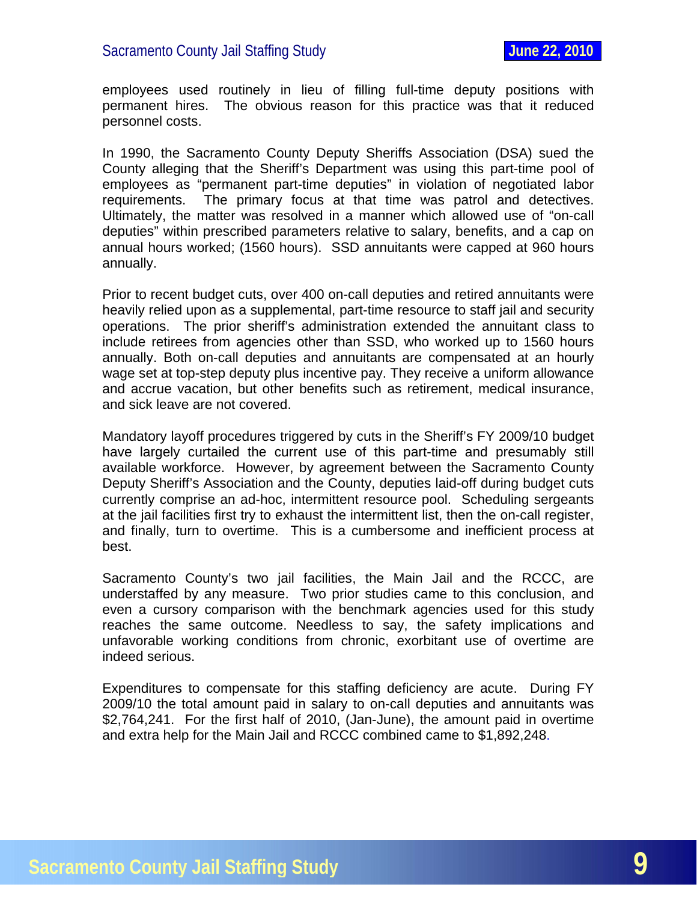employees used routinely in lieu of filling full-time deputy positions with permanent hires. The obvious reason for this practice was that it reduced personnel costs.

In 1990, the Sacramento County Deputy Sheriffs Association (DSA) sued the County alleging that the Sheriff's Department was using this part-time pool of employees as "permanent part-time deputies" in violation of negotiated labor requirements. The primary focus at that time was patrol and detectives. Ultimately, the matter was resolved in a manner which allowed use of "on-call deputies" within prescribed parameters relative to salary, benefits, and a cap on annual hours worked; (1560 hours). SSD annuitants were capped at 960 hours annually.

Prior to recent budget cuts, over 400 on-call deputies and retired annuitants were heavily relied upon as a supplemental, part-time resource to staff jail and security operations. The prior sheriff's administration extended the annuitant class to include retirees from agencies other than SSD, who worked up to 1560 hours annually. Both on-call deputies and annuitants are compensated at an hourly wage set at top-step deputy plus incentive pay. They receive a uniform allowance and accrue vacation, but other benefits such as retirement, medical insurance, and sick leave are not covered.

Mandatory layoff procedures triggered by cuts in the Sheriff's FY 2009/10 budget have largely curtailed the current use of this part-time and presumably still available workforce. However, by agreement between the Sacramento County Deputy Sheriff's Association and the County, deputies laid-off during budget cuts currently comprise an ad-hoc, intermittent resource pool. Scheduling sergeants at the jail facilities first try to exhaust the intermittent list, then the on-call register, and finally, turn to overtime. This is a cumbersome and inefficient process at best.

Sacramento County's two jail facilities, the Main Jail and the RCCC, are understaffed by any measure. Two prior studies came to this conclusion, and even a cursory comparison with the benchmark agencies used for this study reaches the same outcome. Needless to say, the safety implications and unfavorable working conditions from chronic, exorbitant use of overtime are indeed serious.

Expenditures to compensate for this staffing deficiency are acute. During FY 2009/10 the total amount paid in salary to on-call deputies and annuitants was $2,764,241. For the first half of 2010, (Jan-June), the amount paid in overtime and extra help for the Main Jail and RCCC combined came to $1,892,248.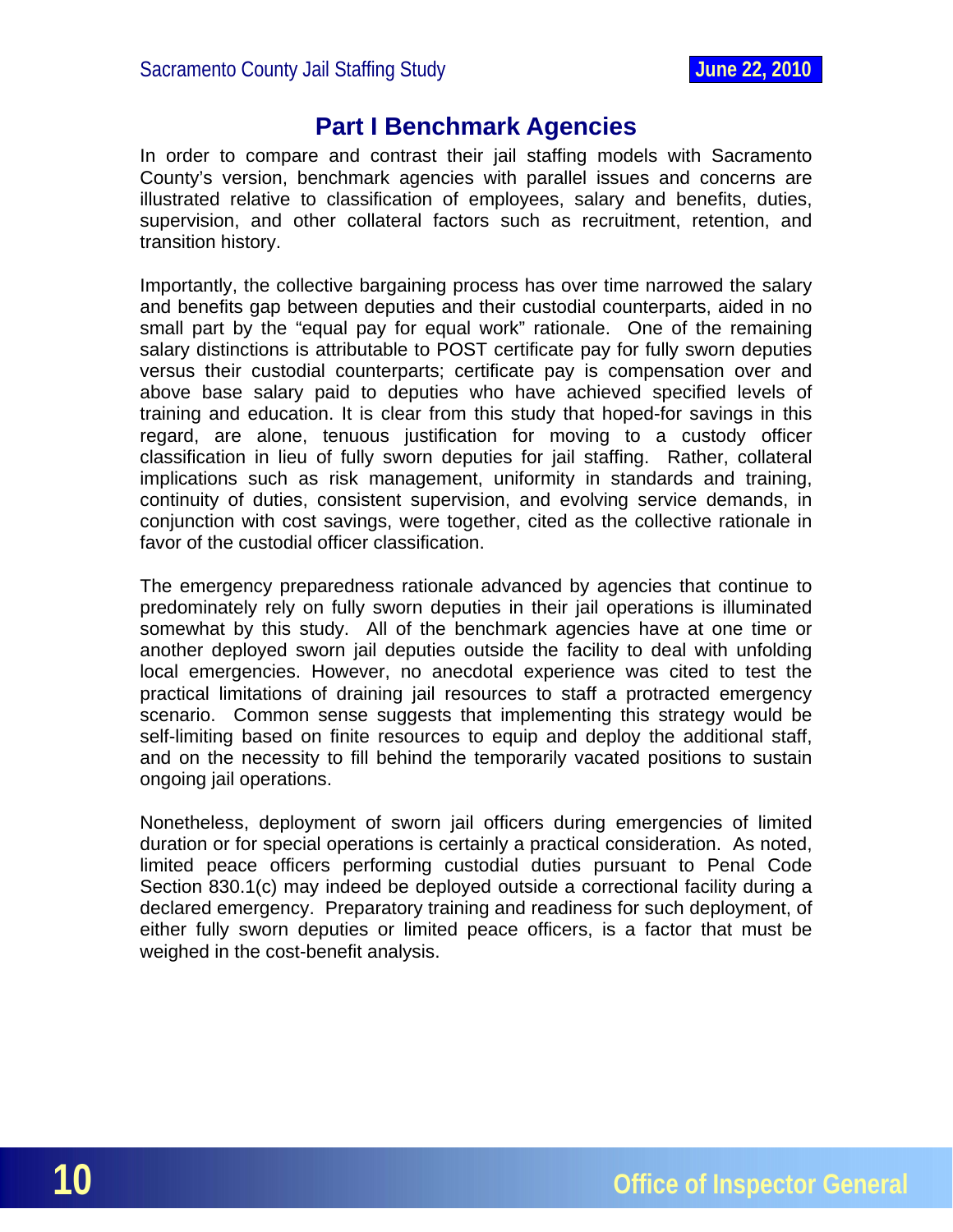## Part I Benchmark Agencies

In order to compare and contrast their jail staffing models with Sacramento County's version, benchmark agencies with parallel issues and concerns are illustrated relative to classification of employees, salary and benefits, duties, supervision, and other collateral factors such as recruitment, retention, and transition history.

Importantly, the collective bargaining process has over time narrowed the salary and benefits gap between deputies and their custodial counterparts, aided in no small part by the "equal pay for equal work" rationale. One of the remaining salary distinctions is attributable to POST certificate pay for fully sworn deputies versus their custodial counterparts; certificate pay is compensation over and above base salary paid to deputies who have achieved specified levels of training and education. It is clear from this study that hoped-for savings in this regard, are alone, tenuous justification for moving to a custody officer classification in lieu of fully sworn deputies for jail staffing. Rather, collateral implications such as risk management, uniformity in standards and training, continuity of duties, consistent supervision, and evolving service demands, in conjunction with cost savings, were together, cited as the collective rationale in favor of the custodial officer classification.

The emergency preparedness rationale advanced by agencies that continue to predominately rely on fully sworn deputies in their jail operations is illuminated somewhat by this study. All of the benchmark agencies have at one time or another deployed sworn jail deputies outside the facility to deal with unfolding local emergencies. However, no anecdotal experience was cited to test the practical limitations of draining jail resources to staff a protracted emergency scenario. Common sense suggests that implementing this strategy would be self-limiting based on finite resources to equip and deploy the additional staff, and on the necessity to fill behind the temporarily vacated positions to sustain ongoing jail operations.

Nonetheless, deployment of sworn jail officers during emergencies of limited duration or for special operations is certainly a practical consideration. As noted, limited peace officers performing custodial duties pursuant to Penal Code Section 830.1(c) may indeed be deployed outside a correctional facility during a declared emergency. Preparatory training and readiness for such deployment, of either fully sworn deputies or limited peace officers, is a factor that must be weighed in the cost-benefit analysis.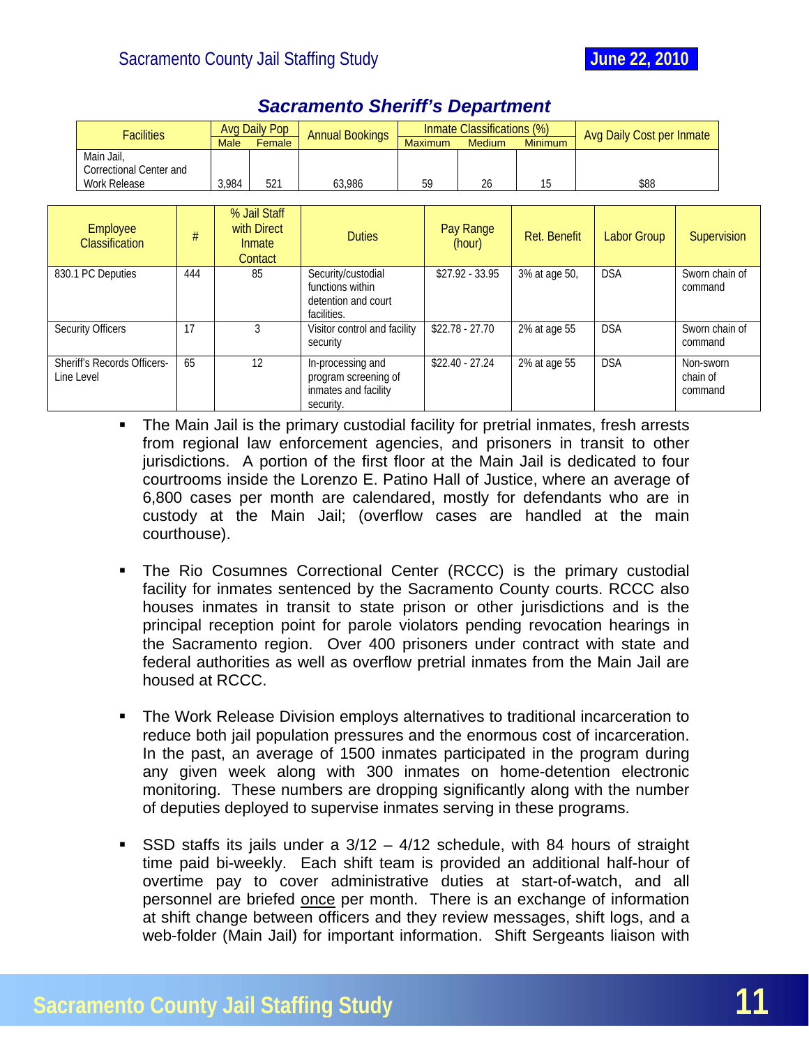## Sacramento Sheriff's Department

| Facilities | Avg Daily Pop | | Annual Bookings | Inmate Classifications (%) | | | Avg Daily Cost per Inmate |
|---|---|---|---|---|---|---|---|
| | Male | Female | | Maximum | Medium | Minimum | |
| Main Jail, Correctional Center and Work Release | 3,984 | 521 | 63,986 | 59 | 26 | 15 | $88 |

| Employee Classification | # | % Jail Staff with Direct Inmate Contact | Duties | Pay Range (hour) | Ret. Benefit | Labor Group | Supervision |
|---|---|---|---|---|---|---|---|
| 830.1 PC Deputies | 444 | 85 | Security/custodial functions within detention and court facilities. | $27.92 - 33.95 | 3% at age 50, | DSA | Sworn chain of command |
| Security Officers | 17 | 3 | Visitor control and facility security | $22.78 - 27.70 | 2% at age 55 | DSA | Sworn chain of command |
| Sheriff's Records Officers-Line Level | 65 | 12 | In-processing and program screening of inmates and facility security. | $22.40 - 27.24 | 2% at age 55 | DSA | Non-sworn chain of command |

- The Main Jail is the primary custodial facility for pretrial inmates, fresh arrests from regional law enforcement agencies, and prisoners in transit to other jurisdictions. A portion of the first floor at the Main Jail is dedicated to four courtrooms inside the Lorenzo E. Patino Hall of Justice, where an average of 6,800 cases per month are calendared, mostly for defendants who are in custody at the Main Jail; (overflow cases are handled at the main courthouse).

- The Rio Cosumnes Correctional Center (RCCC) is the primary custodial facility for inmates sentenced by the Sacramento County courts. RCCC also houses inmates in transit to state prison or other jurisdictions and is the principal reception point for parole violators pending revocation hearings in the Sacramento region. Over 400 prisoners under contract with state and federal authorities as well as overflow pretrial inmates from the Main Jail are housed at RCCC.

- The Work Release Division employs alternatives to traditional incarceration to reduce both jail population pressures and the enormous cost of incarceration. In the past, an average of 1500 inmates participated in the program during any given week along with 300 inmates on home-detention electronic monitoring. These numbers are dropping significantly along with the number of deputies deployed to supervise inmates serving in these programs.

- SSD staffs its jails under a 3/12 – 4/12 schedule, with 84 hours of straight time paid bi-weekly. Each shift team is provided an additional half-hour of overtime pay to cover administrative duties at start-of-watch, and all personnel are briefed <u>once</u> per month. There is an exchange of information at shift change between officers and they review messages, shift logs, and a web-folder (Main Jail) for important information. Shift Sergeants liaison with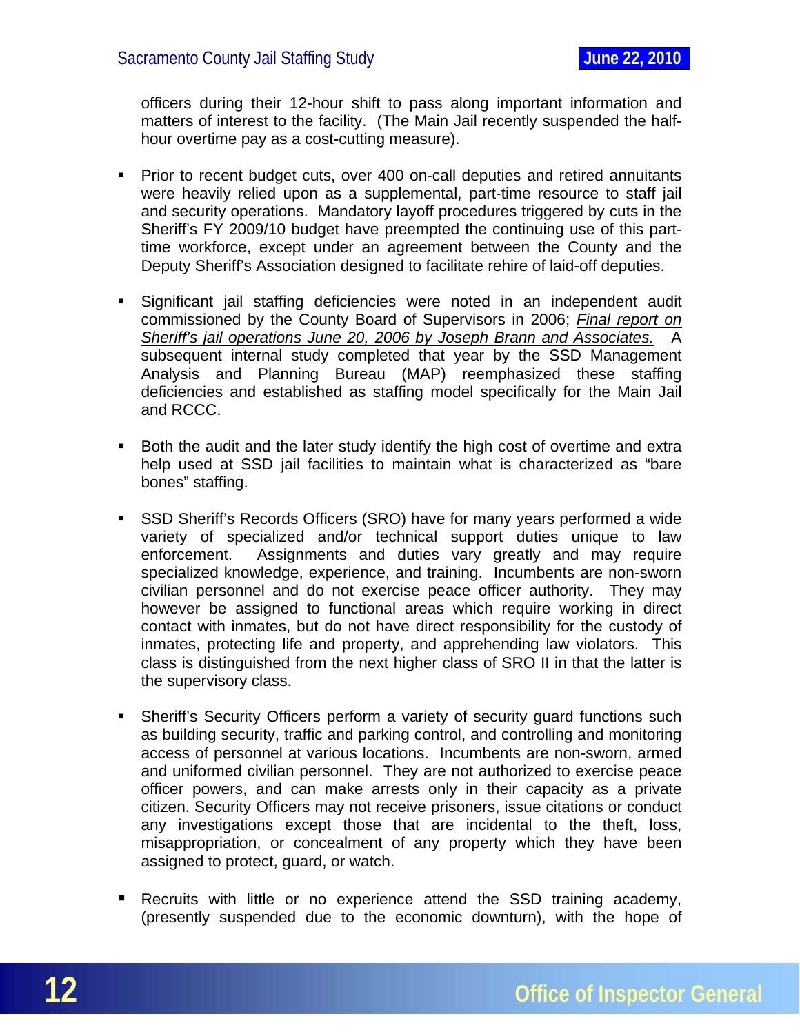officers during their 12-hour shift to pass along important information and matters of interest to the facility. (The Main Jail recently suspended the half-hour overtime pay as a cost-cutting measure).

- Prior to recent budget cuts, over 400 on-call deputies and retired annuitants were heavily relied upon as a supplemental, part-time resource to staff jail and security operations. Mandatory layoff procedures triggered by cuts in the Sheriff's FY 2009/10 budget have preempted the continuing use of this part-time workforce, except under an agreement between the County and the Deputy Sheriff's Association designed to facilitate rehire of laid-off deputies.

- Significant jail staffing deficiencies were noted in an independent audit commissioned by the County Board of Supervisors in 2006; *Final report on Sheriff's jail operations June 20, 2006 by Joseph Brann and Associates.* A subsequent internal study completed that year by the SSD Management Analysis and Planning Bureau (MAP) reemphasized these staffing deficiencies and established as staffing model specifically for the Main Jail and RCCC.

- Both the audit and the later study identify the high cost of overtime and extra help used at SSD jail facilities to maintain what is characterized as "bare bones" staffing.

- SSD Sheriff's Records Officers (SRO) have for many years performed a wide variety of specialized and/or technical support duties unique to law enforcement. Assignments and duties vary greatly and may require specialized knowledge, experience, and training. Incumbents are non-sworn civilian personnel and do not exercise peace officer authority. They may however be assigned to functional areas which require working in direct contact with inmates, but do not have direct responsibility for the custody of inmates, protecting life and property, and apprehending law violators. This class is distinguished from the next higher class of SRO II in that the latter is the supervisory class.

- Sheriff's Security Officers perform a variety of security guard functions such as building security, traffic and parking control, and controlling and monitoring access of personnel at various locations. Incumbents are non-sworn, armed and uniformed civilian personnel. They are not authorized to exercise peace officer powers, and can make arrests only in their capacity as a private citizen. Security Officers may not receive prisoners, issue citations or conduct any investigations except those that are incidental to the theft, loss, misappropriation, or concealment of any property which they have been assigned to protect, guard, or watch.

- Recruits with little or no experience attend the SSD training academy, (presently suspended due to the economic downturn), with the hope of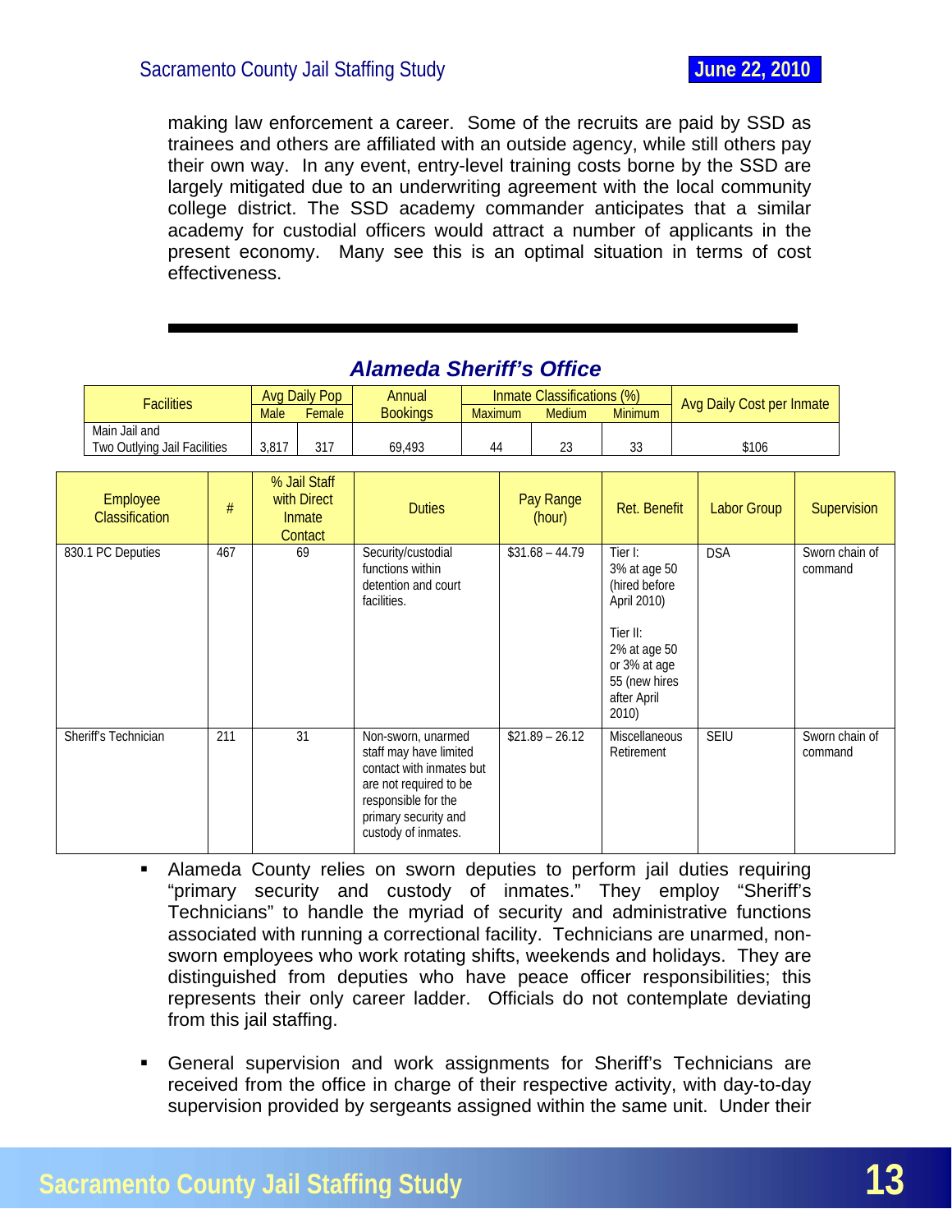making law enforcement a career. Some of the recruits are paid by SSD as trainees and others are affiliated with an outside agency, while still others pay their own way. In any event, entry-level training costs borne by the SSD are largely mitigated due to an underwriting agreement with the local community college district. The SSD academy commander anticipates that a similar academy for custodial officers would attract a number of applicants in the present economy. Many see this is an optimal situation in terms of cost effectiveness.

---

## *Alameda Sheriff's Office*

| Facilities | Avg Daily Pop | | Annual Bookings | Inmate Classifications (%) | | | Avg Daily Cost per Inmate |
|---|---|---|---|---|---|---|---|
| | Male | Female | | Maximum | Medium | Minimum | |
| Main Jail and Two Outlying Jail Facilities | 3,817 | 317 | 69,493 | 44 | 23 | 33 | $106 |

| Employee Classification | # | % Jail Staff with Direct Inmate Contact | Duties | Pay Range (hour) | Ret. Benefit | Labor Group | Supervision |
|---|---|---|---|---|---|---|---|
| 830.1 PC Deputies | 467 | 69 | Security/custodial functions within detention and court facilities. | $31.68 – 44.79 | Tier I: 3% at age 50 (hired before April 2010) Tier II: 2% at age 50 or 3% at age 55 (new hires after April 2010) | DSA | Sworn chain of command |
| Sheriff's Technician | 211 | 31 | Non-sworn, unarmed staff may have limited contact with inmates but are not required to be responsible for the primary security and custody of inmates. | $21.89 – 26.12 | Miscellaneous Retirement | SEIU | Sworn chain of command |

- Alameda County relies on sworn deputies to perform jail duties requiring "primary security and custody of inmates." They employ "Sheriff's Technicians" to handle the myriad of security and administrative functions associated with running a correctional facility. Technicians are unarmed, non-sworn employees who work rotating shifts, weekends and holidays. They are distinguished from deputies who have peace officer responsibilities; this represents their only career ladder. Officials do not contemplate deviating from this jail staffing.

- General supervision and work assignments for Sheriff's Technicians are received from the office in charge of their respective activity, with day-to-day supervision provided by sergeants assigned within the same unit. Under their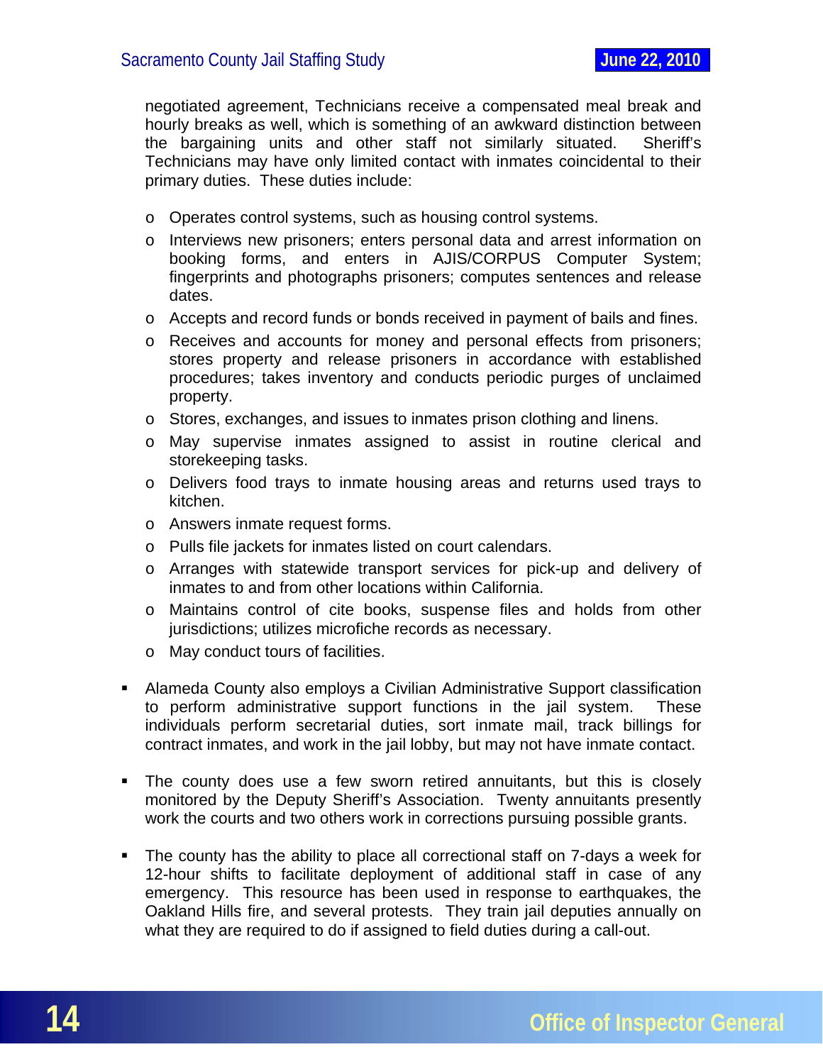negotiated agreement, Technicians receive a compensated meal break and hourly breaks as well, which is something of an awkward distinction between the bargaining units and other staff not similarly situated. Sheriff's Technicians may have only limited contact with inmates coincidental to their primary duties. These duties include:

- Operates control systems, such as housing control systems.
- Interviews new prisoners; enters personal data and arrest information on booking forms, and enters in AJIS/CORPUS Computer System; fingerprints and photographs prisoners; computes sentences and release dates.
- Accepts and record funds or bonds received in payment of bails and fines.
- Receives and accounts for money and personal effects from prisoners; stores property and release prisoners in accordance with established procedures; takes inventory and conducts periodic purges of unclaimed property.
- Stores, exchanges, and issues to inmates prison clothing and linens.
- May supervise inmates assigned to assist in routine clerical and storekeeping tasks.
- Delivers food trays to inmate housing areas and returns used trays to kitchen.
- Answers inmate request forms.
- Pulls file jackets for inmates listed on court calendars.
- Arranges with statewide transport services for pick-up and delivery of inmates to and from other locations within California.
- Maintains control of cite books, suspense files and holds from other jurisdictions; utilizes microfiche records as necessary.
- May conduct tours of facilities.

- Alameda County also employs a Civilian Administrative Support classification to perform administrative support functions in the jail system. These individuals perform secretarial duties, sort inmate mail, track billings for contract inmates, and work in the jail lobby, but may not have inmate contact.

- The county does use a few sworn retired annuitants, but this is closely monitored by the Deputy Sheriff's Association. Twenty annuitants presently work the courts and two others work in corrections pursuing possible grants.

- The county has the ability to place all correctional staff on 7-days a week for 12-hour shifts to facilitate deployment of additional staff in case of any emergency. This resource has been used in response to earthquakes, the Oakland Hills fire, and several protests. They train jail deputies annually on what they are required to do if assigned to field duties during a call-out.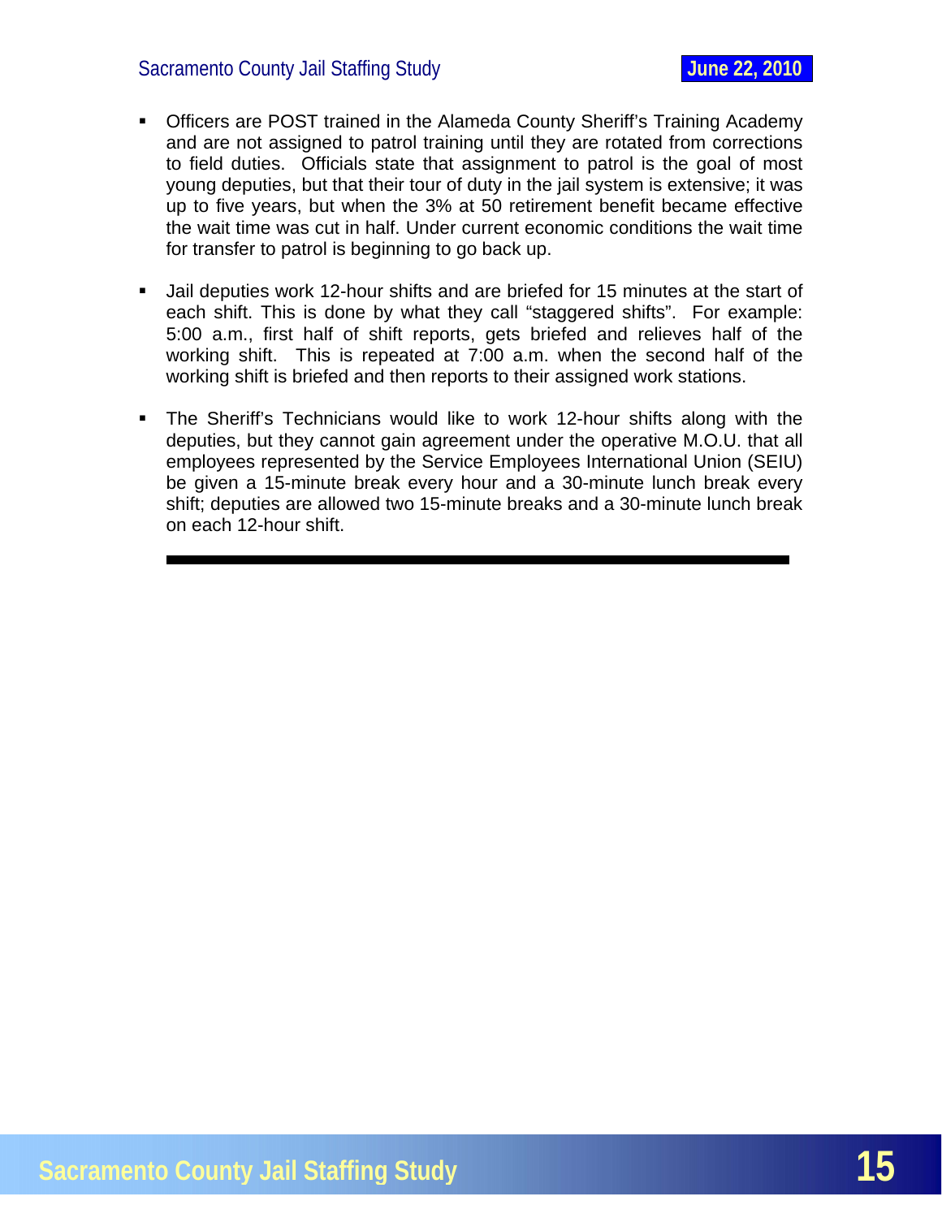- Officers are POST trained in the Alameda County Sheriff's Training Academy and are not assigned to patrol training until they are rotated from corrections to field duties. Officials state that assignment to patrol is the goal of most young deputies, but that their tour of duty in the jail system is extensive; it was up to five years, but when the 3% at 50 retirement benefit became effective the wait time was cut in half. Under current economic conditions the wait time for transfer to patrol is beginning to go back up.

- Jail deputies work 12-hour shifts and are briefed for 15 minutes at the start of each shift. This is done by what they call "staggered shifts". For example: 5:00 a.m., first half of shift reports, gets briefed and relieves half of the working shift. This is repeated at 7:00 a.m. when the second half of the working shift is briefed and then reports to their assigned work stations.

- The Sheriff's Technicians would like to work 12-hour shifts along with the deputies, but they cannot gain agreement under the operative M.O.U. that all employees represented by the Service Employees International Union (SEIU) be given a 15-minute break every hour and a 30-minute lunch break every shift; deputies are allowed two 15-minute breaks and a 30-minute lunch break on each 12-hour shift.

---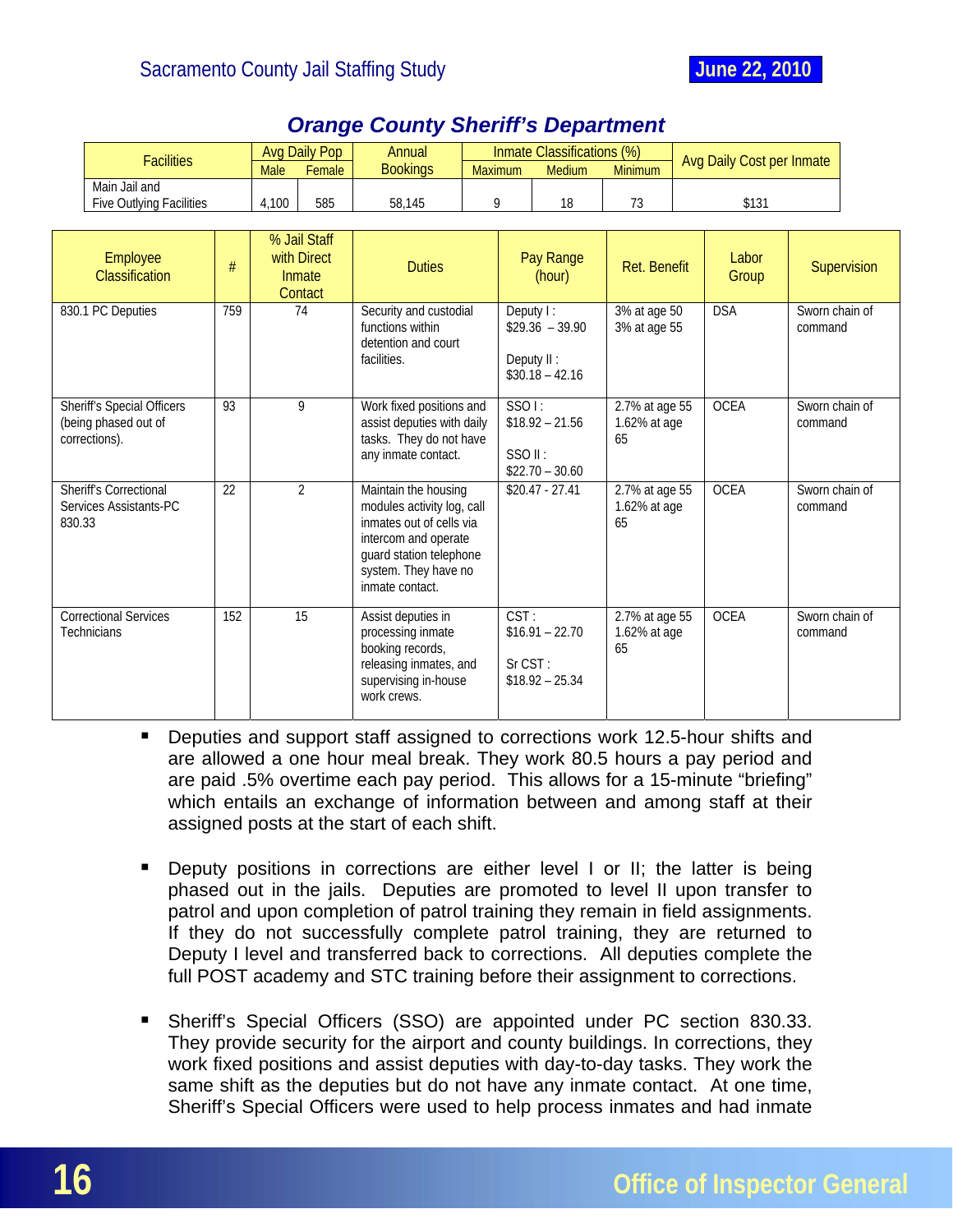## *Orange County Sheriff's Department*

| Facilities | Avg Daily Pop | | Annual Bookings | Inmate Classifications (%) | | | Avg Daily Cost per Inmate |
|---|---|---|---|---|---|---|---|
| | Male | Female | | Maximum | Medium | Minimum | |
| Main Jail and Five Outlying Facilities | 4,100 | 585 | 58,145 | 9 | 18 | 73 | $131 |

| Employee Classification | # | % Jail Staff with Direct Inmate Contact | Duties | Pay Range (hour) | Ret. Benefit | Labor Group | Supervision |
|---|---|---|---|---|---|---|---|
| 830.1 PC Deputies | 759 | 74 | Security and custodial functions within detention and court facilities. | Deputy I : $29.36 – 39.90<br><br>Deputy II : $30.18 – 42.16 | 3% at age 50<br>3% at age 55 | DSA | Sworn chain of command |
| Sheriff's Special Officers (being phased out of corrections). | 93 | 9 | Work fixed positions and assist deputies with daily tasks. They do not have any inmate contact. | SSO I : $18.92 – 21.56<br><br>SSO II : $22.70 – 30.60 | 2.7% at age 55<br>1.62% at age 65 | OCEA | Sworn chain of command |
| Sheriff's Correctional Services Assistants-PC 830.33 | 22 | 2 | Maintain the housing modules activity log, call inmates out of cells via intercom and operate guard station telephone system. They have no inmate contact. | $20.47 - 27.41 | 2.7% at age 55<br>1.62% at age 65 | OCEA | Sworn chain of command |
| Correctional Services Technicians | 152 | 15 | Assist deputies in processing inmate booking records, releasing inmates, and supervising in-house work crews. | CST : $16.91 – 22.70<br><br>Sr CST : $18.92 – 25.34 | 2.7% at age 55<br>1.62% at age 65 | OCEA | Sworn chain of command |

- Deputies and support staff assigned to corrections work 12.5-hour shifts and are allowed a one hour meal break. They work 80.5 hours a pay period and are paid .5% overtime each pay period. This allows for a 15-minute "briefing" which entails an exchange of information between and among staff at their assigned posts at the start of each shift.

- Deputy positions in corrections are either level I or II; the latter is being phased out in the jails. Deputies are promoted to level II upon transfer to patrol and upon completion of patrol training they remain in field assignments. If they do not successfully complete patrol training, they are returned to Deputy I level and transferred back to corrections. All deputies complete the full POST academy and STC training before their assignment to corrections.

- Sheriff's Special Officers (SSO) are appointed under PC section 830.33. They provide security for the airport and county buildings. In corrections, they work fixed positions and assist deputies with day-to-day tasks. They work the same shift as the deputies but do not have any inmate contact. At one time, Sheriff's Special Officers were used to help process inmates and had inmate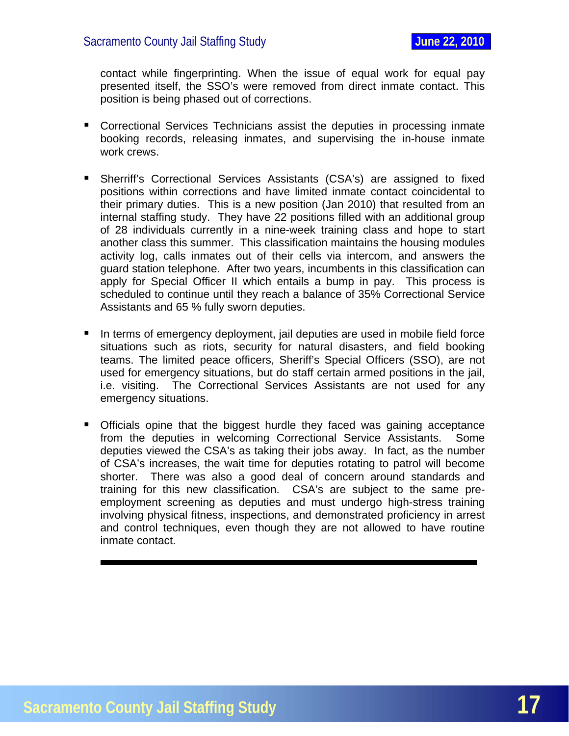contact while fingerprinting. When the issue of equal work for equal pay presented itself, the SSO's were removed from direct inmate contact. This position is being phased out of corrections.

- Correctional Services Technicians assist the deputies in processing inmate booking records, releasing inmates, and supervising the in-house inmate work crews.

- Sherriff's Correctional Services Assistants (CSA's) are assigned to fixed positions within corrections and have limited inmate contact coincidental to their primary duties. This is a new position (Jan 2010) that resulted from an internal staffing study. They have 22 positions filled with an additional group of 28 individuals currently in a nine-week training class and hope to start another class this summer. This classification maintains the housing modules activity log, calls inmates out of their cells via intercom, and answers the guard station telephone. After two years, incumbents in this classification can apply for Special Officer II which entails a bump in pay. This process is scheduled to continue until they reach a balance of 35% Correctional Service Assistants and 65 % fully sworn deputies.

- In terms of emergency deployment, jail deputies are used in mobile field force situations such as riots, security for natural disasters, and field booking teams. The limited peace officers, Sheriff's Special Officers (SSO), are not used for emergency situations, but do staff certain armed positions in the jail, i.e. visiting. The Correctional Services Assistants are not used for any emergency situations.

- Officials opine that the biggest hurdle they faced was gaining acceptance from the deputies in welcoming Correctional Service Assistants. Some deputies viewed the CSA's as taking their jobs away. In fact, as the number of CSA's increases, the wait time for deputies rotating to patrol will become shorter. There was also a good deal of concern around standards and training for this new classification. CSA's are subject to the same pre-employment screening as deputies and must undergo high-stress training involving physical fitness, inspections, and demonstrated proficiency in arrest and control techniques, even though they are not allowed to have routine inmate contact.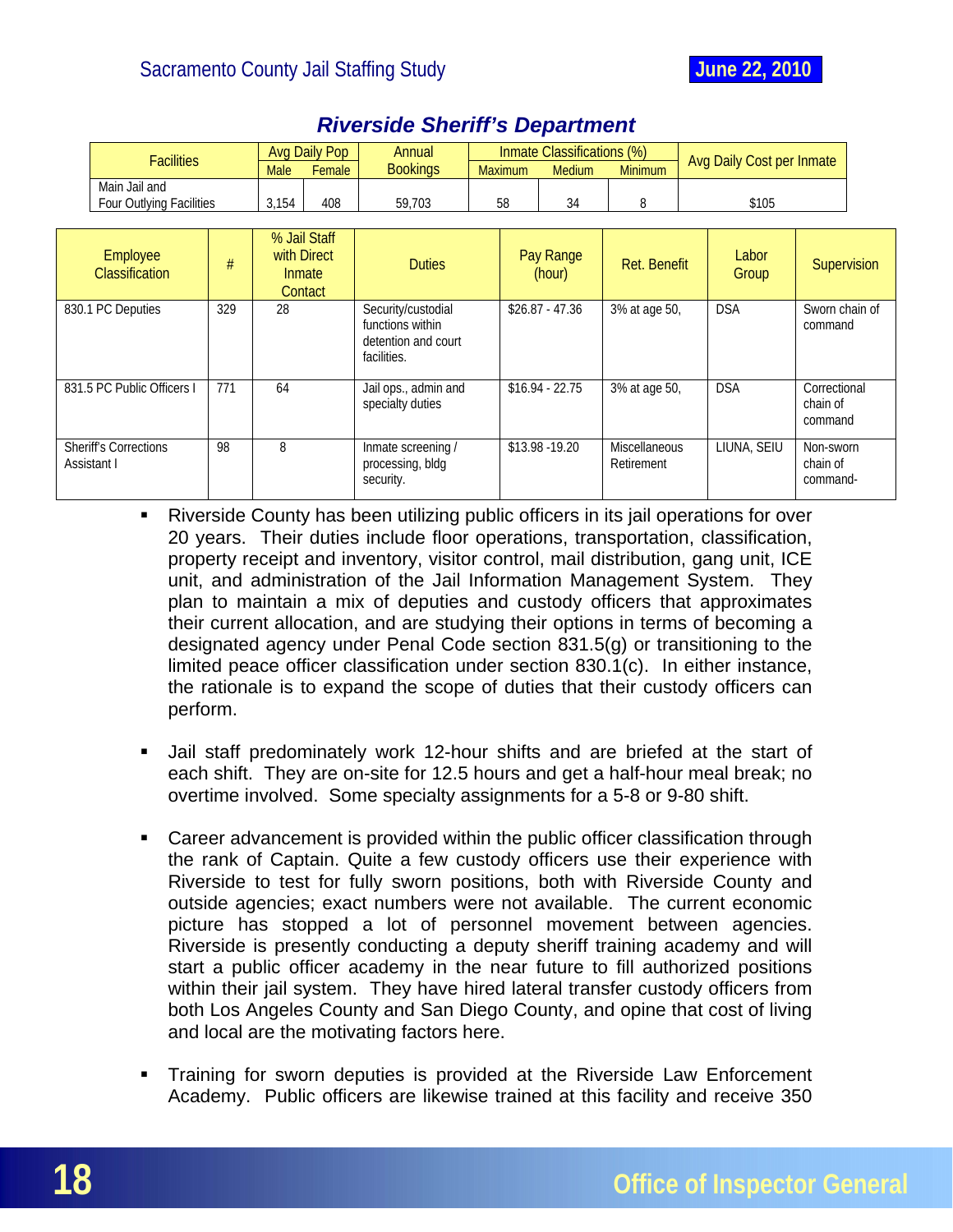## Riverside Sheriff's Department

| Facilities | Avg Daily Pop | | Annual Bookings | Inmate Classifications (%) | | | Avg Daily Cost per Inmate |
|---|---|---|---|---|---|---|---|
| | Male | Female | | Maximum | Medium | Minimum | |
| Main Jail and Four Outlying Facilities | 3,154 | 408 | 59,703 | 58 | 34 | 8 | $105 |

| Employee Classification | # | % Jail Staff with Direct Inmate Contact | Duties | Pay Range (hour) | Ret. Benefit | Labor Group | Supervision |
|---|---|---|---|---|---|---|---|
| 830.1 PC Deputies | 329 | 28 | Security/custodial functions within detention and court facilities. | $26.87 - 47.36 | 3% at age 50, | DSA | Sworn chain of command |
| 831.5 PC Public Officers I | 771 | 64 | Jail ops., admin and specialty duties | $16.94 - 22.75 | 3% at age 50, | DSA | Correctional chain of command |
| Sheriff's Corrections Assistant I | 98 | 8 | Inmate screening / processing, bldg security. | $13.98 -19.20 | Miscellaneous Retirement | LIUNA, SEIU | Non-sworn chain of command- |

- Riverside County has been utilizing public officers in its jail operations for over 20 years. Their duties include floor operations, transportation, classification, property receipt and inventory, visitor control, mail distribution, gang unit, ICE unit, and administration of the Jail Information Management System. They plan to maintain a mix of deputies and custody officers that approximates their current allocation, and are studying their options in terms of becoming a designated agency under Penal Code section 831.5(g) or transitioning to the limited peace officer classification under section 830.1(c). In either instance, the rationale is to expand the scope of duties that their custody officers can perform.

- Jail staff predominately work 12-hour shifts and are briefed at the start of each shift. They are on-site for 12.5 hours and get a half-hour meal break; no overtime involved. Some specialty assignments for a 5-8 or 9-80 shift.

- Career advancement is provided within the public officer classification through the rank of Captain. Quite a few custody officers use their experience with Riverside to test for fully sworn positions, both with Riverside County and outside agencies; exact numbers were not available. The current economic picture has stopped a lot of personnel movement between agencies. Riverside is presently conducting a deputy sheriff training academy and will start a public officer academy in the near future to fill authorized positions within their jail system. They have hired lateral transfer custody officers from both Los Angeles County and San Diego County, and opine that cost of living and local are the motivating factors here.

- Training for sworn deputies is provided at the Riverside Law Enforcement Academy. Public officers are likewise trained at this facility and receive 350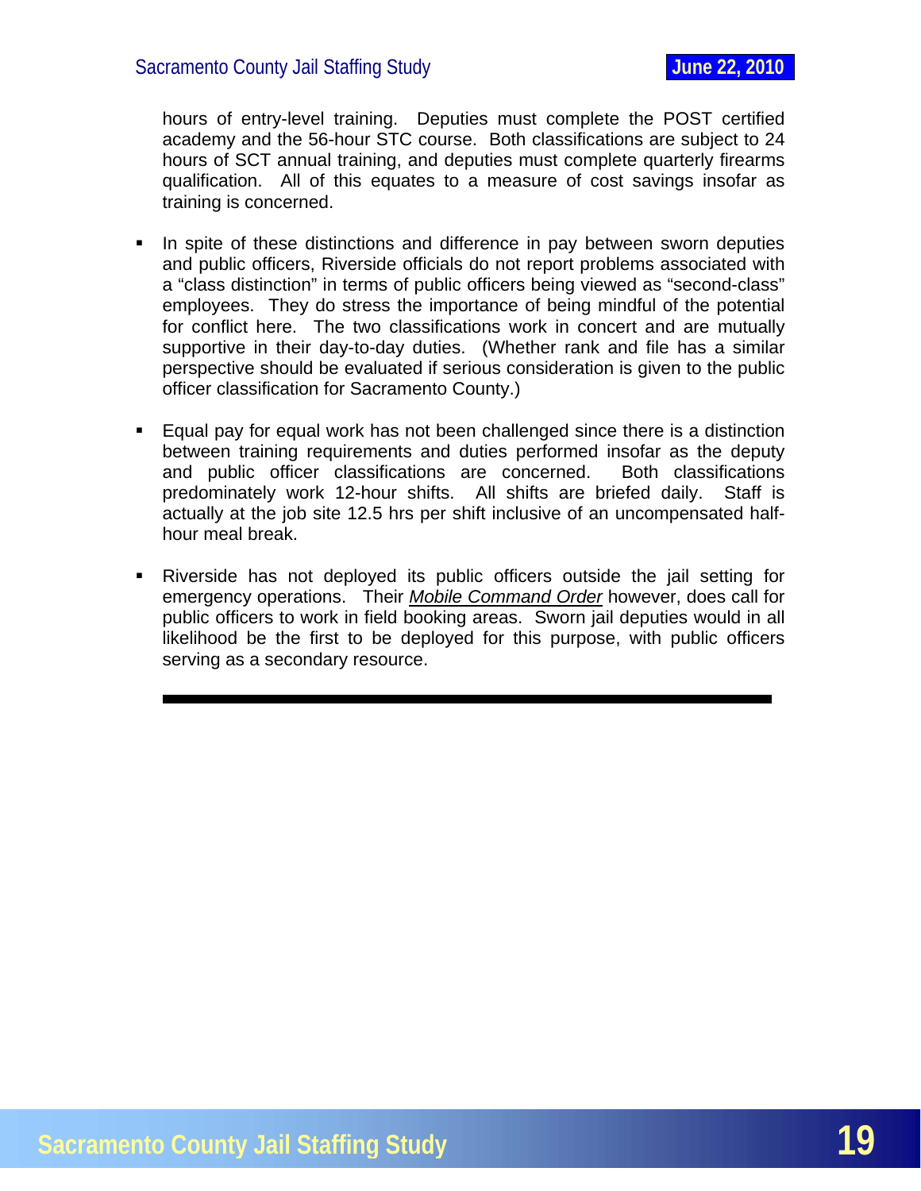hours of entry-level training. Deputies must complete the POST certified academy and the 56-hour STC course. Both classifications are subject to 24 hours of SCT annual training, and deputies must complete quarterly firearms qualification. All of this equates to a measure of cost savings insofar as training is concerned.

- In spite of these distinctions and difference in pay between sworn deputies and public officers, Riverside officials do not report problems associated with a "class distinction" in terms of public officers being viewed as "second-class" employees. They do stress the importance of being mindful of the potential for conflict here. The two classifications work in concert and are mutually supportive in their day-to-day duties. (Whether rank and file has a similar perspective should be evaluated if serious consideration is given to the public officer classification for Sacramento County.)

- Equal pay for equal work has not been challenged since there is a distinction between training requirements and duties performed insofar as the deputy and public officer classifications are concerned. Both classifications predominately work 12-hour shifts. All shifts are briefed daily. Staff is actually at the job site 12.5 hrs per shift inclusive of an uncompensated half-hour meal break.

- Riverside has not deployed its public officers outside the jail setting for emergency operations. Their *Mobile Command Order* however, does call for public officers to work in field booking areas. Sworn jail deputies would in all likelihood be the first to be deployed for this purpose, with public officers serving as a secondary resource.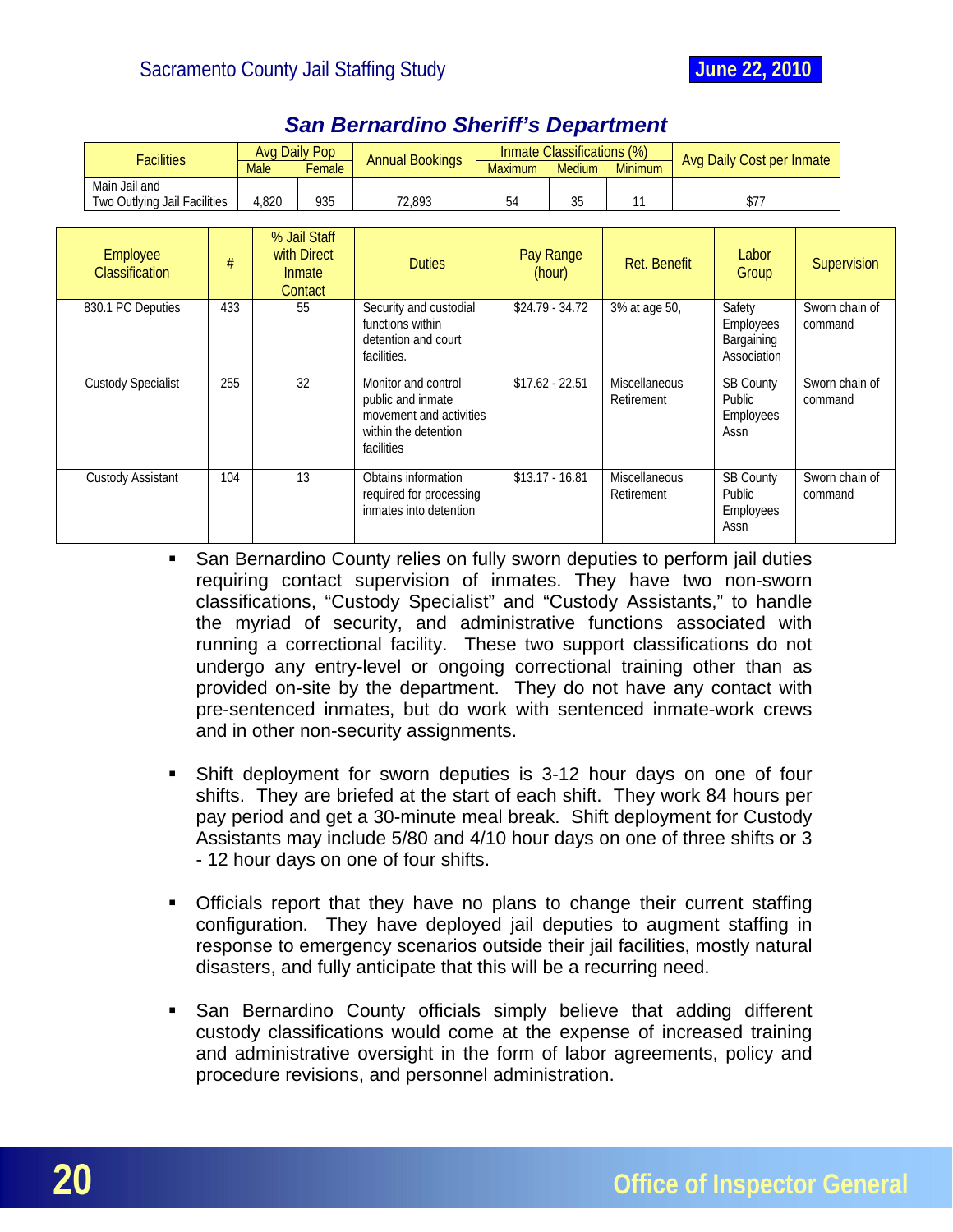## San Bernardino Sheriff's Department

| Facilities | Avg Daily Pop | | Annual Bookings | Inmate Classifications (%) | | | Avg Daily Cost per Inmate |
|---|---|---|---|---|---|---|---|
| | Male | Female | | Maximum | Medium | Minimum | |
| Main Jail and Two Outlying Jail Facilities | 4,820 | 935 | 72,893 | 54 | 35 | 11 | $77 |

| Employee Classification | # | % Jail Staff with Direct Inmate Contact | Duties | Pay Range (hour) | Ret. Benefit | Labor Group | Supervision |
|---|---|---|---|---|---|---|---|
| 830.1 PC Deputies | 433 | 55 | Security and custodial functions within detention and court facilities. | $24.79 - 34.72 | 3% at age 50, | Safety Employees Bargaining Association | Sworn chain of command |
| Custody Specialist | 255 | 32 | Monitor and control public and inmate movement and activities within the detention facilities | $17.62 - 22.51 | Miscellaneous Retirement | SB County Public Employees Assn | Sworn chain of command |
| Custody Assistant | 104 | 13 | Obtains information required for processing inmates into detention | $13.17 - 16.81 | Miscellaneous Retirement | SB County Public Employees Assn | Sworn chain of command |

- San Bernardino County relies on fully sworn deputies to perform jail duties requiring contact supervision of inmates. They have two non-sworn classifications, "Custody Specialist" and "Custody Assistants," to handle the myriad of security, and administrative functions associated with running a correctional facility. These two support classifications do not undergo any entry-level or ongoing correctional training other than as provided on-site by the department. They do not have any contact with pre-sentenced inmates, but do work with sentenced inmate-work crews and in other non-security assignments.

- Shift deployment for sworn deputies is 3-12 hour days on one of four shifts. They are briefed at the start of each shift. They work 84 hours per pay period and get a 30-minute meal break. Shift deployment for Custody Assistants may include 5/80 and 4/10 hour days on one of three shifts or 3 - 12 hour days on one of four shifts.

- Officials report that they have no plans to change their current staffing configuration. They have deployed jail deputies to augment staffing in response to emergency scenarios outside their jail facilities, mostly natural disasters, and fully anticipate that this will be a recurring need.

- San Bernardino County officials simply believe that adding different custody classifications would come at the expense of increased training and administrative oversight in the form of labor agreements, policy and procedure revisions, and personnel administration.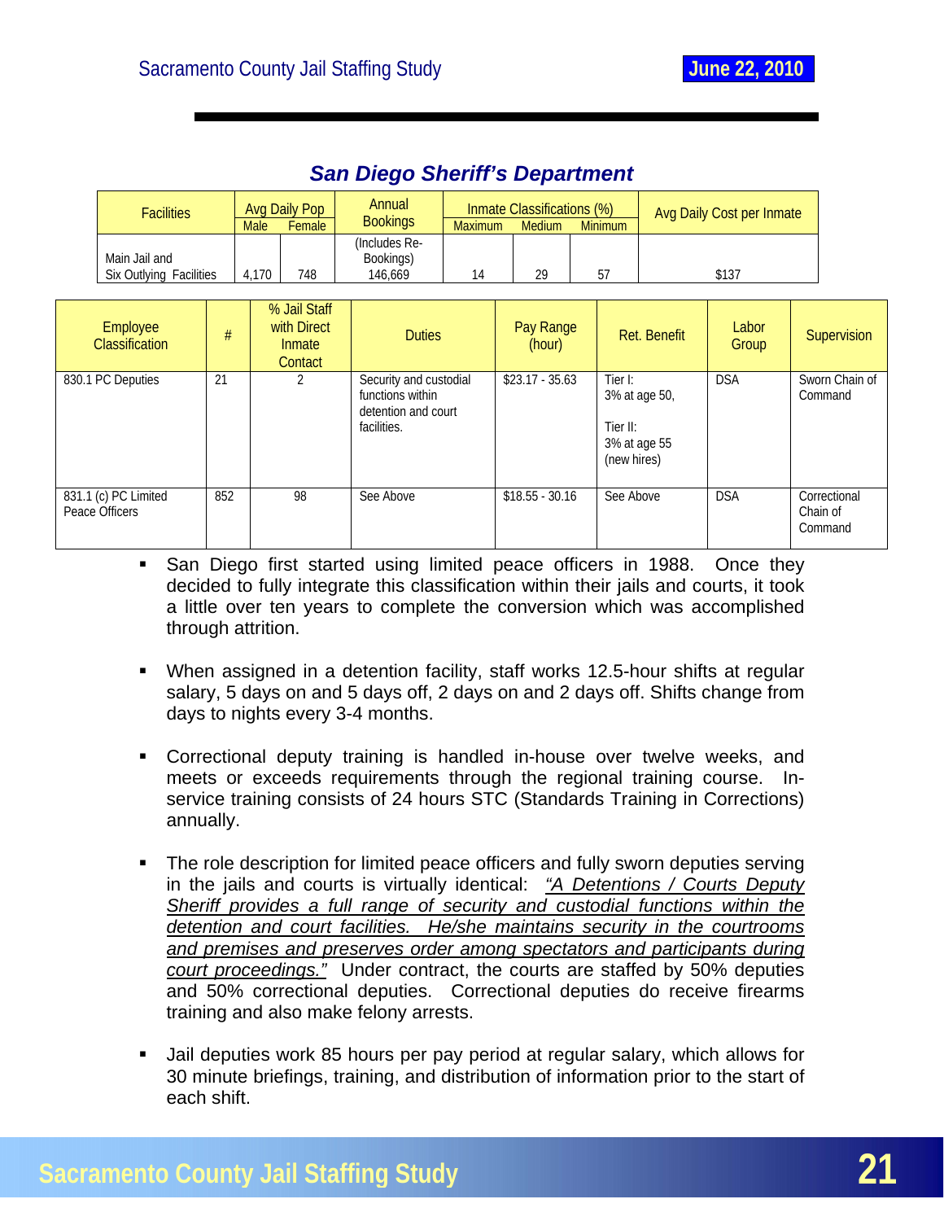## San Diego Sheriff's Department

| Facilities | Avg Daily Pop | | Annual Bookings | Inmate Classifications (%) | | | Avg Daily Cost per Inmate |
|---|---|---|---|---|---|---|---|
| | Male | Female | | Maximum | Medium | Minimum | |
| Main Jail and Six Outlying Facilities | 4,170 | 748 | (Includes Re-Bookings) 146,669 | 14 | 29 | 57 | $137 |

| Employee Classification | # | % Jail Staff with Direct Inmate Contact | Duties | Pay Range (hour) | Ret. Benefit | Labor Group | Supervision |
|---|---|---|---|---|---|---|---|
| 830.1 PC Deputies | 21 | 2 | Security and custodial functions within detention and court facilities. | $23.17 - 35.63 | Tier I: 3% at age 50, Tier II: 3% at age 55 (new hires) | DSA | Sworn Chain of Command |
| 831.1 (c) PC Limited Peace Officers | 852 | 98 | See Above | $18.55 - 30.16 | See Above | DSA | Correctional Chain of Command |

- San Diego first started using limited peace officers in 1988. Once they decided to fully integrate this classification within their jails and courts, it took a little over ten years to complete the conversion which was accomplished through attrition.

- When assigned in a detention facility, staff works 12.5-hour shifts at regular salary, 5 days on and 5 days off, 2 days on and 2 days off. Shifts change from days to nights every 3-4 months.

- Correctional deputy training is handled in-house over twelve weeks, and meets or exceeds requirements through the regional training course. In-service training consists of 24 hours STC (Standards Training in Corrections) annually.

- The role description for limited peace officers and fully sworn deputies serving in the jails and courts is virtually identical: *"A Detentions / Courts Deputy Sheriff provides a full range of security and custodial functions within the detention and court facilities. He/she maintains security in the courtrooms and premises and preserves order among spectators and participants during court proceedings."* Under contract, the courts are staffed by 50% deputies and 50% correctional deputies. Correctional deputies do receive firearms training and also make felony arrests.

- Jail deputies work 85 hours per pay period at regular salary, which allows for 30 minute briefings, training, and distribution of information prior to the start of each shift.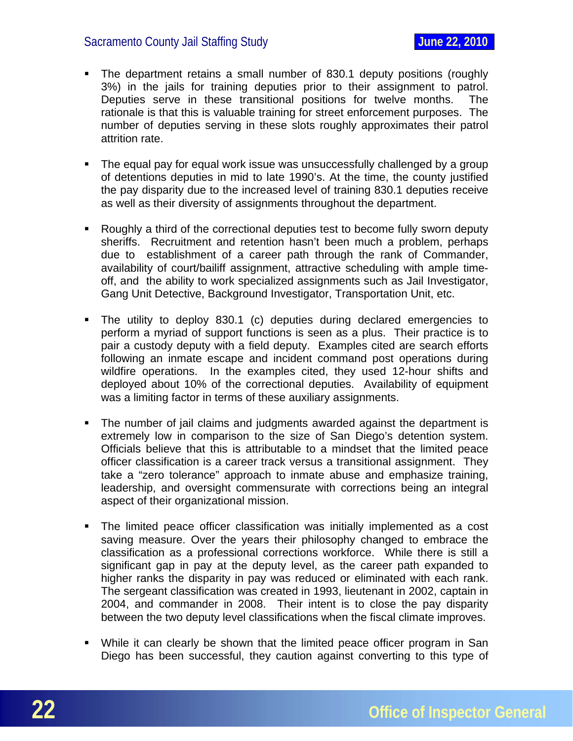- The department retains a small number of 830.1 deputy positions (roughly 3%) in the jails for training deputies prior to their assignment to patrol. Deputies serve in these transitional positions for twelve months. The rationale is that this is valuable training for street enforcement purposes. The number of deputies serving in these slots roughly approximates their patrol attrition rate.

- The equal pay for equal work issue was unsuccessfully challenged by a group of detentions deputies in mid to late 1990's. At the time, the county justified the pay disparity due to the increased level of training 830.1 deputies receive as well as their diversity of assignments throughout the department.

- Roughly a third of the correctional deputies test to become fully sworn deputy sheriffs. Recruitment and retention hasn't been much a problem, perhaps due to establishment of a career path through the rank of Commander, availability of court/bailiff assignment, attractive scheduling with ample time-off, and the ability to work specialized assignments such as Jail Investigator, Gang Unit Detective, Background Investigator, Transportation Unit, etc.

- The utility to deploy 830.1 (c) deputies during declared emergencies to perform a myriad of support functions is seen as a plus. Their practice is to pair a custody deputy with a field deputy. Examples cited are search efforts following an inmate escape and incident command post operations during wildfire operations. In the examples cited, they used 12-hour shifts and deployed about 10% of the correctional deputies. Availability of equipment was a limiting factor in terms of these auxiliary assignments.

- The number of jail claims and judgments awarded against the department is extremely low in comparison to the size of San Diego's detention system. Officials believe that this is attributable to a mindset that the limited peace officer classification is a career track versus a transitional assignment. They take a "zero tolerance" approach to inmate abuse and emphasize training, leadership, and oversight commensurate with corrections being an integral aspect of their organizational mission.

- The limited peace officer classification was initially implemented as a cost saving measure. Over the years their philosophy changed to embrace the classification as a professional corrections workforce. While there is still a significant gap in pay at the deputy level, as the career path expanded to higher ranks the disparity in pay was reduced or eliminated with each rank. The sergeant classification was created in 1993, lieutenant in 2002, captain in 2004, and commander in 2008. Their intent is to close the pay disparity between the two deputy level classifications when the fiscal climate improves.

- While it can clearly be shown that the limited peace officer program in San Diego has been successful, they caution against converting to this type of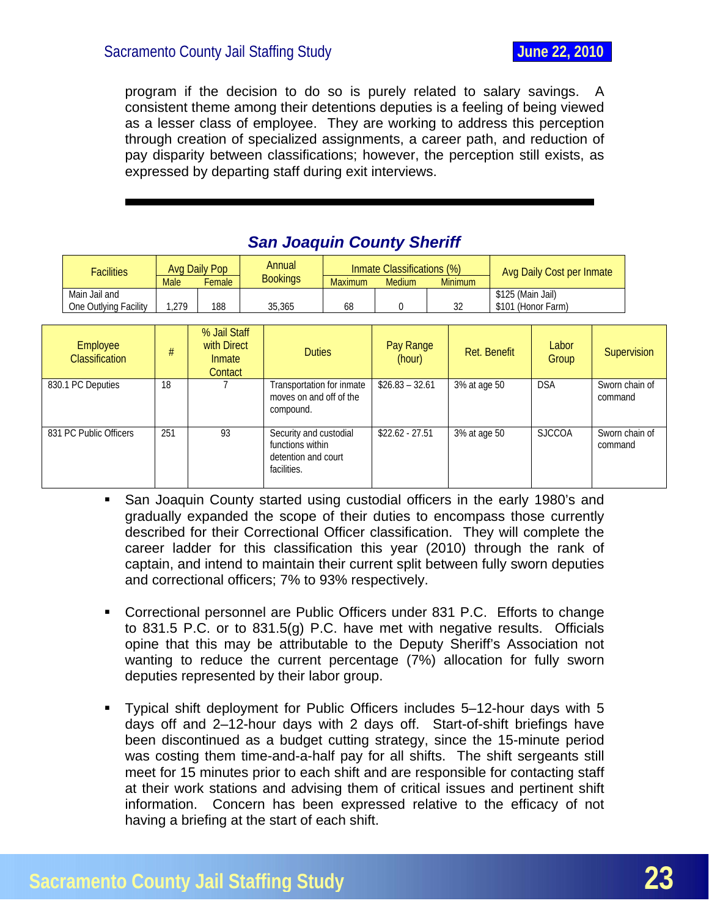program if the decision to do so is purely related to salary savings. A consistent theme among their detentions deputies is a feeling of being viewed as a lesser class of employee. They are working to address this perception through creation of specialized assignments, a career path, and reduction of pay disparity between classifications; however, the perception still exists, as expressed by departing staff during exit interviews.

---

## *San Joaquin County Sheriff*

| Facilities | Avg Daily Pop | | Annual Bookings | Inmate Classifications (%) | | | Avg Daily Cost per Inmate |
|---|---|---|---|---|---|---|---|
| | Male | Female | | Maximum | Medium | Minimum | |
| Main Jail and One Outlying Facility | 1,279 | 188 | 35,365 | 68 | 0 | 32 | $125 (Main Jail) $101 (Honor Farm) |

| Employee Classification | # | % Jail Staff with Direct Inmate Contact | Duties | Pay Range (hour) | Ret. Benefit | Labor Group | Supervision |
|---|---|---|---|---|---|---|---|
| 830.1 PC Deputies | 18 | 7 | Transportation for inmate moves on and off of the compound. | $26.83 – 32.61 | 3% at age 50 | DSA | Sworn chain of command |
| 831 PC Public Officers | 251 | 93 | Security and custodial functions within detention and court facilities. | $22.62 - 27.51 | 3% at age 50 | SJCCOA | Sworn chain of command |

- San Joaquin County started using custodial officers in the early 1980's and gradually expanded the scope of their duties to encompass those currently described for their Correctional Officer classification. They will complete the career ladder for this classification this year (2010) through the rank of captain, and intend to maintain their current split between fully sworn deputies and correctional officers; 7% to 93% respectively.

- Correctional personnel are Public Officers under 831 P.C. Efforts to change to 831.5 P.C. or to 831.5(g) P.C. have met with negative results. Officials opine that this may be attributable to the Deputy Sheriff's Association not wanting to reduce the current percentage (7%) allocation for fully sworn deputies represented by their labor group.

- Typical shift deployment for Public Officers includes 5–12-hour days with 5 days off and 2–12-hour days with 2 days off. Start-of-shift briefings have been discontinued as a budget cutting strategy, since the 15-minute period was costing them time-and-a-half pay for all shifts. The shift sergeants still meet for 15 minutes prior to each shift and are responsible for contacting staff at their work stations and advising them of critical issues and pertinent shift information. Concern has been expressed relative to the efficacy of not having a briefing at the start of each shift.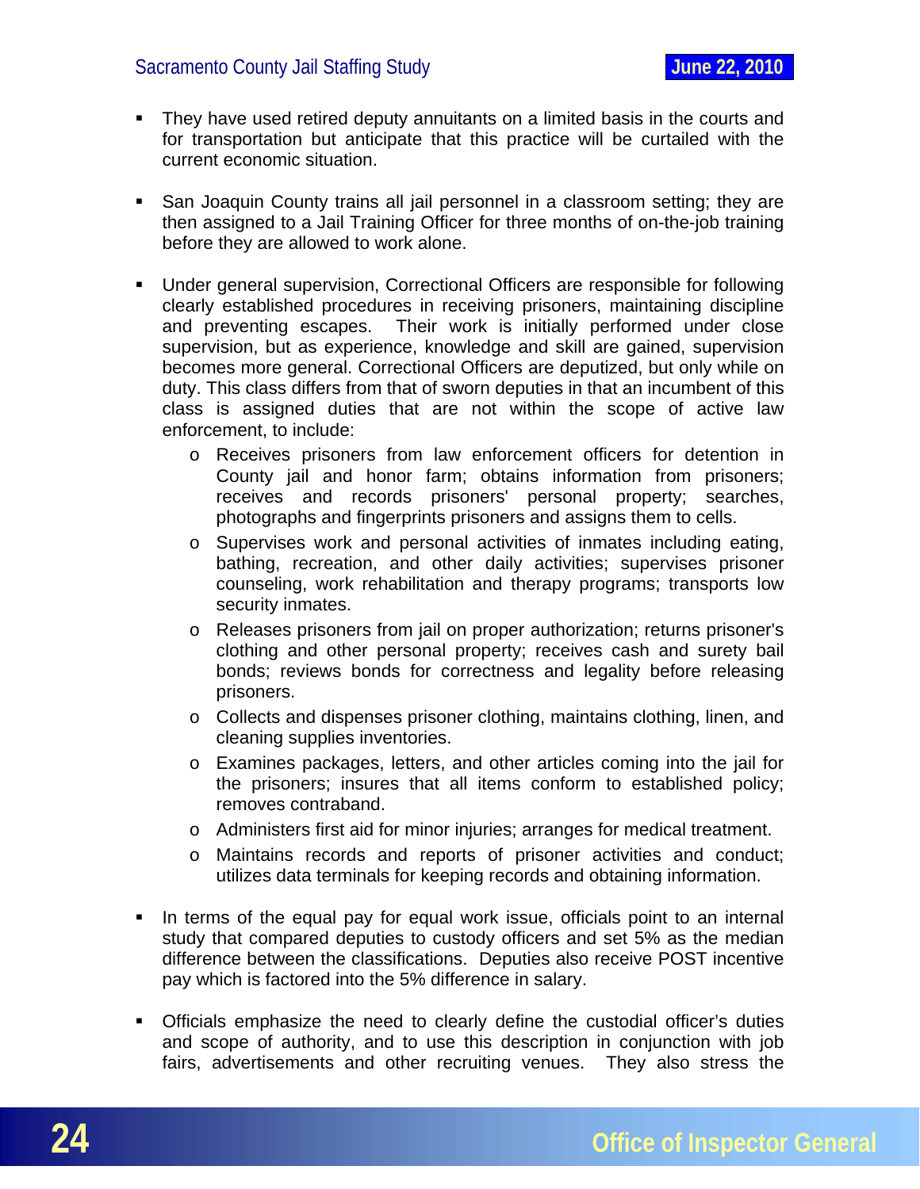- They have used retired deputy annuitants on a limited basis in the courts and for transportation but anticipate that this practice will be curtailed with the current economic situation.

- San Joaquin County trains all jail personnel in a classroom setting; they are then assigned to a Jail Training Officer for three months of on-the-job training before they are allowed to work alone.

- Under general supervision, Correctional Officers are responsible for following clearly established procedures in receiving prisoners, maintaining discipline and preventing escapes. Their work is initially performed under close supervision, but as experience, knowledge and skill are gained, supervision becomes more general. Correctional Officers are deputized, but only while on duty. This class differs from that of sworn deputies in that an incumbent of this class is assigned duties that are not within the scope of active law enforcement, to include:
    - Receives prisoners from law enforcement officers for detention in County jail and honor farm; obtains information from prisoners; receives and records prisoners' personal property; searches, photographs and fingerprints prisoners and assigns them to cells.
    - Supervises work and personal activities of inmates including eating, bathing, recreation, and other daily activities; supervises prisoner counseling, work rehabilitation and therapy programs; transports low security inmates.
    - Releases prisoners from jail on proper authorization; returns prisoner's clothing and other personal property; receives cash and surety bail bonds; reviews bonds for correctness and legality before releasing prisoners.
    - Collects and dispenses prisoner clothing, maintains clothing, linen, and cleaning supplies inventories.
    - Examines packages, letters, and other articles coming into the jail for the prisoners; insures that all items conform to established policy; removes contraband.
    - Administers first aid for minor injuries; arranges for medical treatment.
    - Maintains records and reports of prisoner activities and conduct; utilizes data terminals for keeping records and obtaining information.

- In terms of the equal pay for equal work issue, officials point to an internal study that compared deputies to custody officers and set 5% as the median difference between the classifications. Deputies also receive POST incentive pay which is factored into the 5% difference in salary.

- Officials emphasize the need to clearly define the custodial officer's duties and scope of authority, and to use this description in conjunction with job fairs, advertisements and other recruiting venues. They also stress the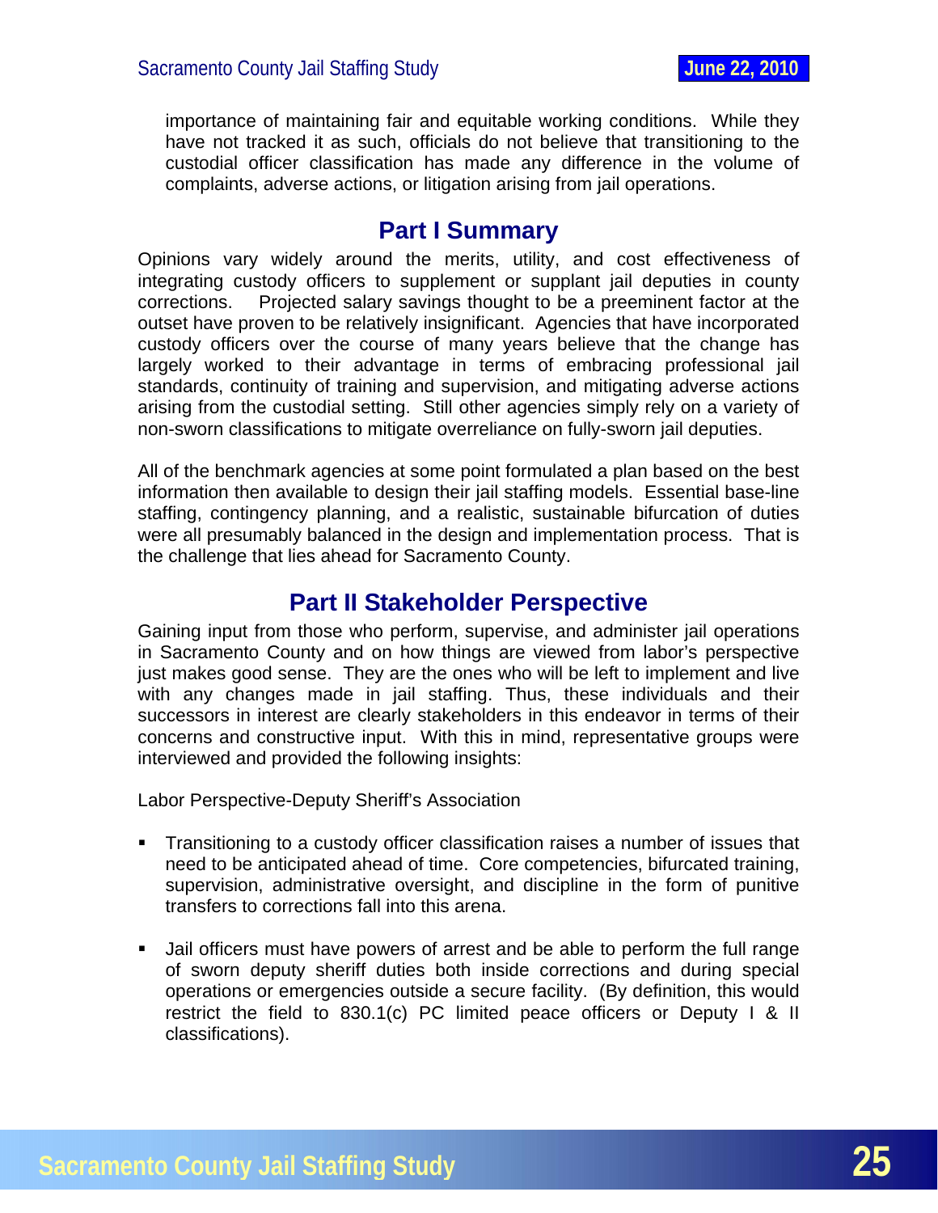importance of maintaining fair and equitable working conditions. While they have not tracked it as such, officials do not believe that transitioning to the custodial officer classification has made any difference in the volume of complaints, adverse actions, or litigation arising from jail operations.

## Part I Summary

Opinions vary widely around the merits, utility, and cost effectiveness of integrating custody officers to supplement or supplant jail deputies in county corrections. Projected salary savings thought to be a preeminent factor at the outset have proven to be relatively insignificant. Agencies that have incorporated custody officers over the course of many years believe that the change has largely worked to their advantage in terms of embracing professional jail standards, continuity of training and supervision, and mitigating adverse actions arising from the custodial setting. Still other agencies simply rely on a variety of non-sworn classifications to mitigate overreliance on fully-sworn jail deputies.

All of the benchmark agencies at some point formulated a plan based on the best information then available to design their jail staffing models. Essential base-line staffing, contingency planning, and a realistic, sustainable bifurcation of duties were all presumably balanced in the design and implementation process. That is the challenge that lies ahead for Sacramento County.

## Part II Stakeholder Perspective

Gaining input from those who perform, supervise, and administer jail operations in Sacramento County and on how things are viewed from labor's perspective just makes good sense. They are the ones who will be left to implement and live with any changes made in jail staffing. Thus, these individuals and their successors in interest are clearly stakeholders in this endeavor in terms of their concerns and constructive input. With this in mind, representative groups were interviewed and provided the following insights:

Labor Perspective-Deputy Sheriff's Association

- Transitioning to a custody officer classification raises a number of issues that need to be anticipated ahead of time. Core competencies, bifurcated training, supervision, administrative oversight, and discipline in the form of punitive transfers to corrections fall into this arena.
- Jail officers must have powers of arrest and be able to perform the full range of sworn deputy sheriff duties both inside corrections and during special operations or emergencies outside a secure facility. (By definition, this would restrict the field to 830.1(c) PC limited peace officers or Deputy I & II classifications).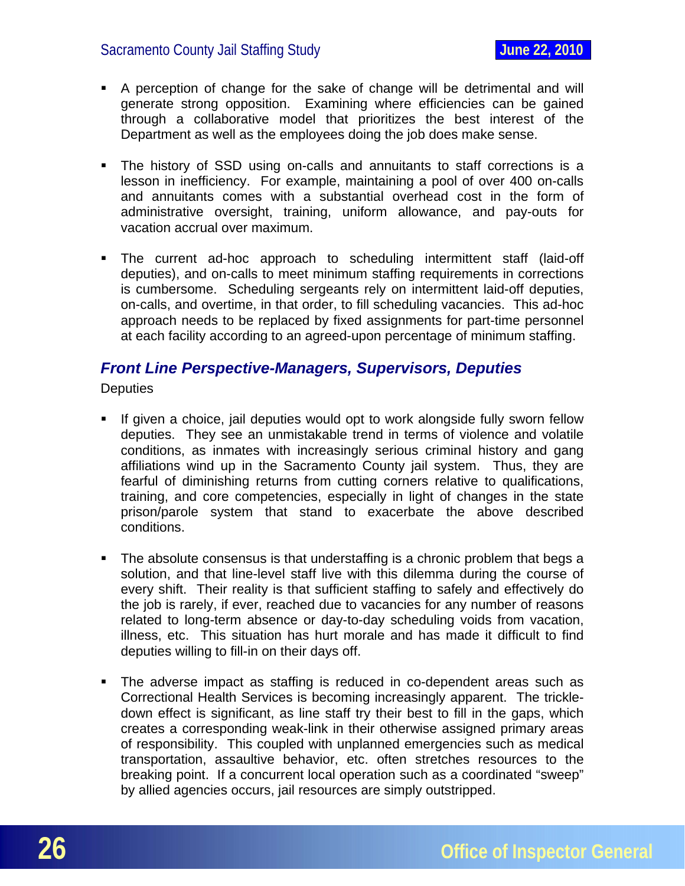- A perception of change for the sake of change will be detrimental and will generate strong opposition. Examining where efficiencies can be gained through a collaborative model that prioritizes the best interest of the Department as well as the employees doing the job does make sense.

- The history of SSD using on-calls and annuitants to staff corrections is a lesson in inefficiency. For example, maintaining a pool of over 400 on-calls and annuitants comes with a substantial overhead cost in the form of administrative oversight, training, uniform allowance, and pay-outs for vacation accrual over maximum.

- The current ad-hoc approach to scheduling intermittent staff (laid-off deputies), and on-calls to meet minimum staffing requirements in corrections is cumbersome. Scheduling sergeants rely on intermittent laid-off deputies, on-calls, and overtime, in that order, to fill scheduling vacancies. This ad-hoc approach needs to be replaced by fixed assignments for part-time personnel at each facility according to an agreed-upon percentage of minimum staffing.

### *Front Line Perspective-Managers, Supervisors, Deputies*

Deputies

- If given a choice, jail deputies would opt to work alongside fully sworn fellow deputies. They see an unmistakable trend in terms of violence and volatile conditions, as inmates with increasingly serious criminal history and gang affiliations wind up in the Sacramento County jail system. Thus, they are fearful of diminishing returns from cutting corners relative to qualifications, training, and core competencies, especially in light of changes in the state prison/parole system that stand to exacerbate the above described conditions.

- The absolute consensus is that understaffing is a chronic problem that begs a solution, and that line-level staff live with this dilemma during the course of every shift. Their reality is that sufficient staffing to safely and effectively do the job is rarely, if ever, reached due to vacancies for any number of reasons related to long-term absence or day-to-day scheduling voids from vacation, illness, etc. This situation has hurt morale and has made it difficult to find deputies willing to fill-in on their days off.

- The adverse impact as staffing is reduced in co-dependent areas such as Correctional Health Services is becoming increasingly apparent. The trickle-down effect is significant, as line staff try their best to fill in the gaps, which creates a corresponding weak-link in their otherwise assigned primary areas of responsibility. This coupled with unplanned emergencies such as medical transportation, assaultive behavior, etc. often stretches resources to the breaking point. If a concurrent local operation such as a coordinated "sweep" by allied agencies occurs, jail resources are simply outstripped.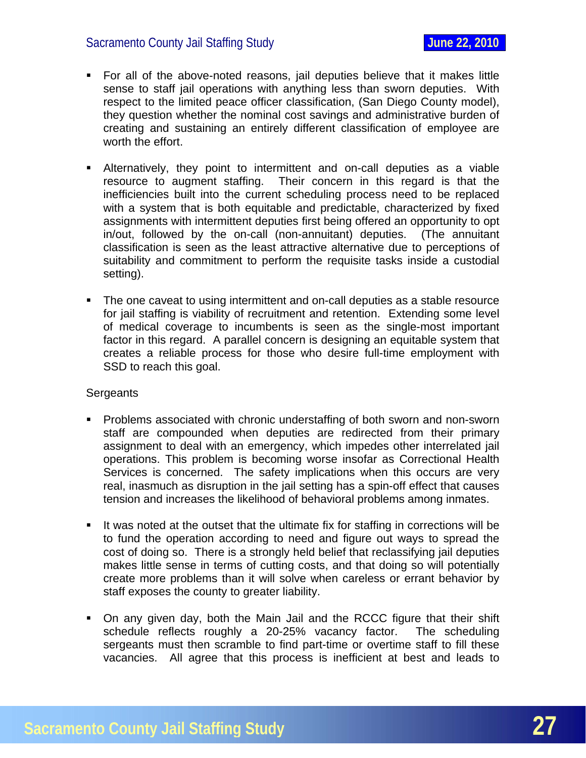- For all of the above-noted reasons, jail deputies believe that it makes little sense to staff jail operations with anything less than sworn deputies. With respect to the limited peace officer classification, (San Diego County model), they question whether the nominal cost savings and administrative burden of creating and sustaining an entirely different classification of employee are worth the effort.

- Alternatively, they point to intermittent and on-call deputies as a viable resource to augment staffing. Their concern in this regard is that the inefficiencies built into the current scheduling process need to be replaced with a system that is both equitable and predictable, characterized by fixed assignments with intermittent deputies first being offered an opportunity to opt in/out, followed by the on-call (non-annuitant) deputies. (The annuitant classification is seen as the least attractive alternative due to perceptions of suitability and commitment to perform the requisite tasks inside a custodial setting).

- The one caveat to using intermittent and on-call deputies as a stable resource for jail staffing is viability of recruitment and retention. Extending some level of medical coverage to incumbents is seen as the single-most important factor in this regard. A parallel concern is designing an equitable system that creates a reliable process for those who desire full-time employment with SSD to reach this goal.

Sergeants

- Problems associated with chronic understaffing of both sworn and non-sworn staff are compounded when deputies are redirected from their primary assignment to deal with an emergency, which impedes other interrelated jail operations. This problem is becoming worse insofar as Correctional Health Services is concerned. The safety implications when this occurs are very real, inasmuch as disruption in the jail setting has a spin-off effect that causes tension and increases the likelihood of behavioral problems among inmates.

- It was noted at the outset that the ultimate fix for staffing in corrections will be to fund the operation according to need and figure out ways to spread the cost of doing so. There is a strongly held belief that reclassifying jail deputies makes little sense in terms of cutting costs, and that doing so will potentially create more problems than it will solve when careless or errant behavior by staff exposes the county to greater liability.

- On any given day, both the Main Jail and the RCCC figure that their shift schedule reflects roughly a 20-25% vacancy factor. The scheduling sergeants must then scramble to find part-time or overtime staff to fill these vacancies. All agree that this process is inefficient at best and leads to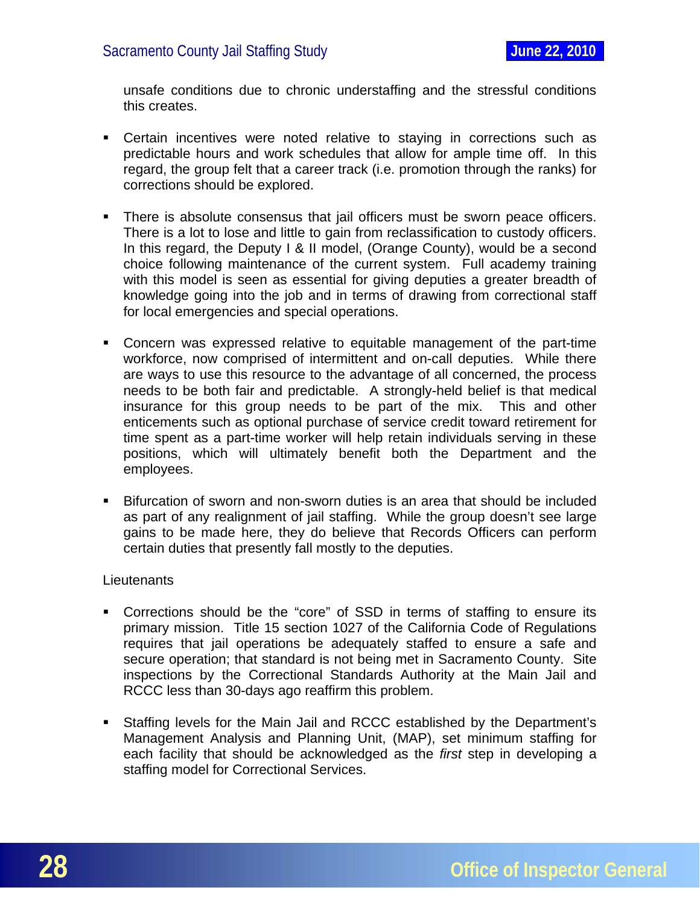unsafe conditions due to chronic understaffing and the stressful conditions this creates.

- Certain incentives were noted relative to staying in corrections such as predictable hours and work schedules that allow for ample time off. In this regard, the group felt that a career track (i.e. promotion through the ranks) for corrections should be explored.

- There is absolute consensus that jail officers must be sworn peace officers. There is a lot to lose and little to gain from reclassification to custody officers. In this regard, the Deputy I & II model, (Orange County), would be a second choice following maintenance of the current system. Full academy training with this model is seen as essential for giving deputies a greater breadth of knowledge going into the job and in terms of drawing from correctional staff for local emergencies and special operations.

- Concern was expressed relative to equitable management of the part-time workforce, now comprised of intermittent and on-call deputies. While there are ways to use this resource to the advantage of all concerned, the process needs to be both fair and predictable. A strongly-held belief is that medical insurance for this group needs to be part of the mix. This and other enticements such as optional purchase of service credit toward retirement for time spent as a part-time worker will help retain individuals serving in these positions, which will ultimately benefit both the Department and the employees.

- Bifurcation of sworn and non-sworn duties is an area that should be included as part of any realignment of jail staffing. While the group doesn't see large gains to be made here, they do believe that Records Officers can perform certain duties that presently fall mostly to the deputies.

Lieutenants

- Corrections should be the "core" of SSD in terms of staffing to ensure its primary mission. Title 15 section 1027 of the California Code of Regulations requires that jail operations be adequately staffed to ensure a safe and secure operation; that standard is not being met in Sacramento County. Site inspections by the Correctional Standards Authority at the Main Jail and RCCC less than 30-days ago reaffirm this problem.

- Staffing levels for the Main Jail and RCCC established by the Department's Management Analysis and Planning Unit, (MAP), set minimum staffing for each facility that should be acknowledged as the *first* step in developing a staffing model for Correctional Services.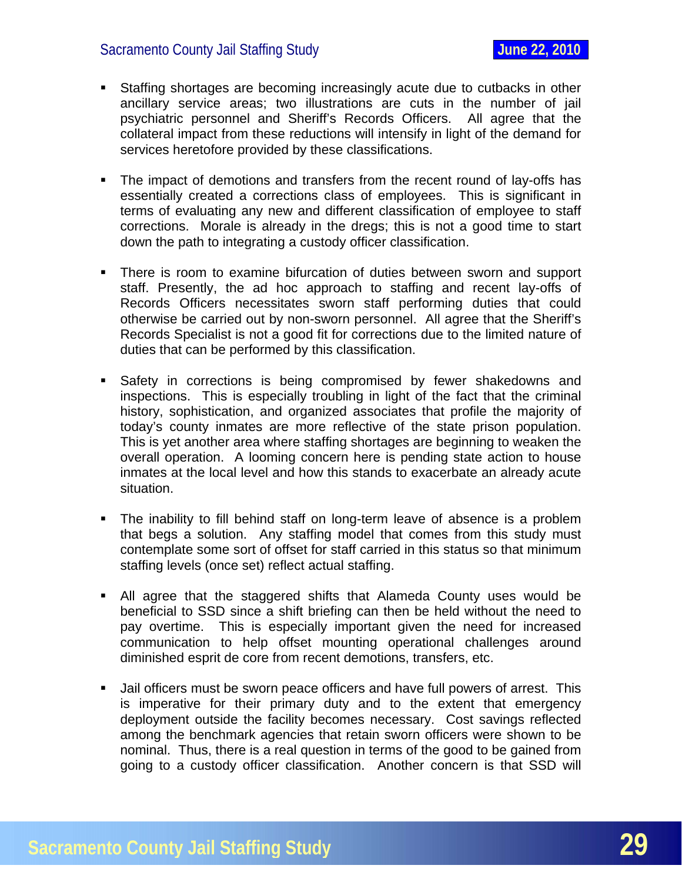- Staffing shortages are becoming increasingly acute due to cutbacks in other ancillary service areas; two illustrations are cuts in the number of jail psychiatric personnel and Sheriff's Records Officers. All agree that the collateral impact from these reductions will intensify in light of the demand for services heretofore provided by these classifications.

- The impact of demotions and transfers from the recent round of lay-offs has essentially created a corrections class of employees. This is significant in terms of evaluating any new and different classification of employee to staff corrections. Morale is already in the dregs; this is not a good time to start down the path to integrating a custody officer classification.

- There is room to examine bifurcation of duties between sworn and support staff. Presently, the ad hoc approach to staffing and recent lay-offs of Records Officers necessitates sworn staff performing duties that could otherwise be carried out by non-sworn personnel. All agree that the Sheriff's Records Specialist is not a good fit for corrections due to the limited nature of duties that can be performed by this classification.

- Safety in corrections is being compromised by fewer shakedowns and inspections. This is especially troubling in light of the fact that the criminal history, sophistication, and organized associates that profile the majority of today's county inmates are more reflective of the state prison population. This is yet another area where staffing shortages are beginning to weaken the overall operation. A looming concern here is pending state action to house inmates at the local level and how this stands to exacerbate an already acute situation.

- The inability to fill behind staff on long-term leave of absence is a problem that begs a solution. Any staffing model that comes from this study must contemplate some sort of offset for staff carried in this status so that minimum staffing levels (once set) reflect actual staffing.

- All agree that the staggered shifts that Alameda County uses would be beneficial to SSD since a shift briefing can then be held without the need to pay overtime. This is especially important given the need for increased communication to help offset mounting operational challenges around diminished esprit de core from recent demotions, transfers, etc.

- Jail officers must be sworn peace officers and have full powers of arrest. This is imperative for their primary duty and to the extent that emergency deployment outside the facility becomes necessary. Cost savings reflected among the benchmark agencies that retain sworn officers were shown to be nominal. Thus, there is a real question in terms of the good to be gained from going to a custody officer classification. Another concern is that SSD will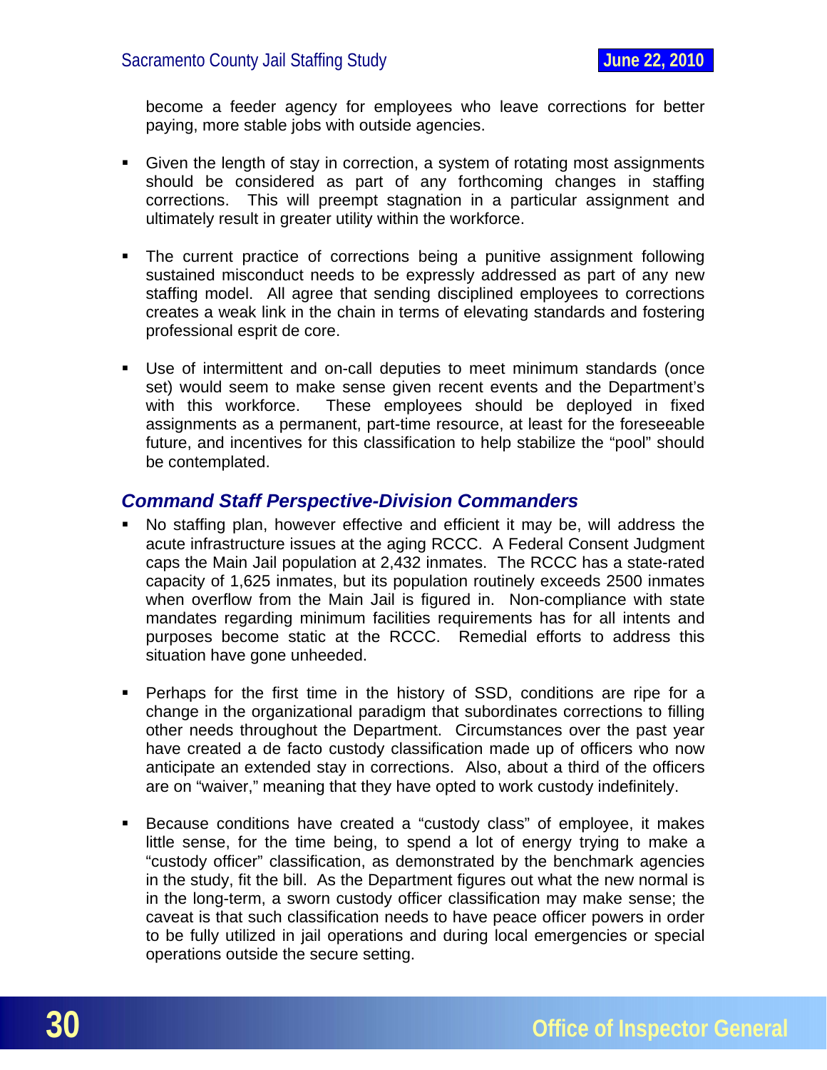become a feeder agency for employees who leave corrections for better paying, more stable jobs with outside agencies.

- Given the length of stay in correction, a system of rotating most assignments should be considered as part of any forthcoming changes in staffing corrections. This will preempt stagnation in a particular assignment and ultimately result in greater utility within the workforce.

- The current practice of corrections being a punitive assignment following sustained misconduct needs to be expressly addressed as part of any new staffing model. All agree that sending disciplined employees to corrections creates a weak link in the chain in terms of elevating standards and fostering professional esprit de core.

- Use of intermittent and on-call deputies to meet minimum standards (once set) would seem to make sense given recent events and the Department's with this workforce. These employees should be deployed in fixed assignments as a permanent, part-time resource, at least for the foreseeable future, and incentives for this classification to help stabilize the "pool" should be contemplated.

### *Command Staff Perspective-Division Commanders*

- No staffing plan, however effective and efficient it may be, will address the acute infrastructure issues at the aging RCCC. A Federal Consent Judgment caps the Main Jail population at 2,432 inmates. The RCCC has a state-rated capacity of 1,625 inmates, but its population routinely exceeds 2500 inmates when overflow from the Main Jail is figured in. Non-compliance with state mandates regarding minimum facilities requirements has for all intents and purposes become static at the RCCC. Remedial efforts to address this situation have gone unheeded.

- Perhaps for the first time in the history of SSD, conditions are ripe for a change in the organizational paradigm that subordinates corrections to filling other needs throughout the Department. Circumstances over the past year have created a de facto custody classification made up of officers who now anticipate an extended stay in corrections. Also, about a third of the officers are on "waiver," meaning that they have opted to work custody indefinitely.

- Because conditions have created a "custody class" of employee, it makes little sense, for the time being, to spend a lot of energy trying to make a "custody officer" classification, as demonstrated by the benchmark agencies in the study, fit the bill. As the Department figures out what the new normal is in the long-term, a sworn custody officer classification may make sense; the caveat is that such classification needs to have peace officer powers in order to be fully utilized in jail operations and during local emergencies or special operations outside the secure setting.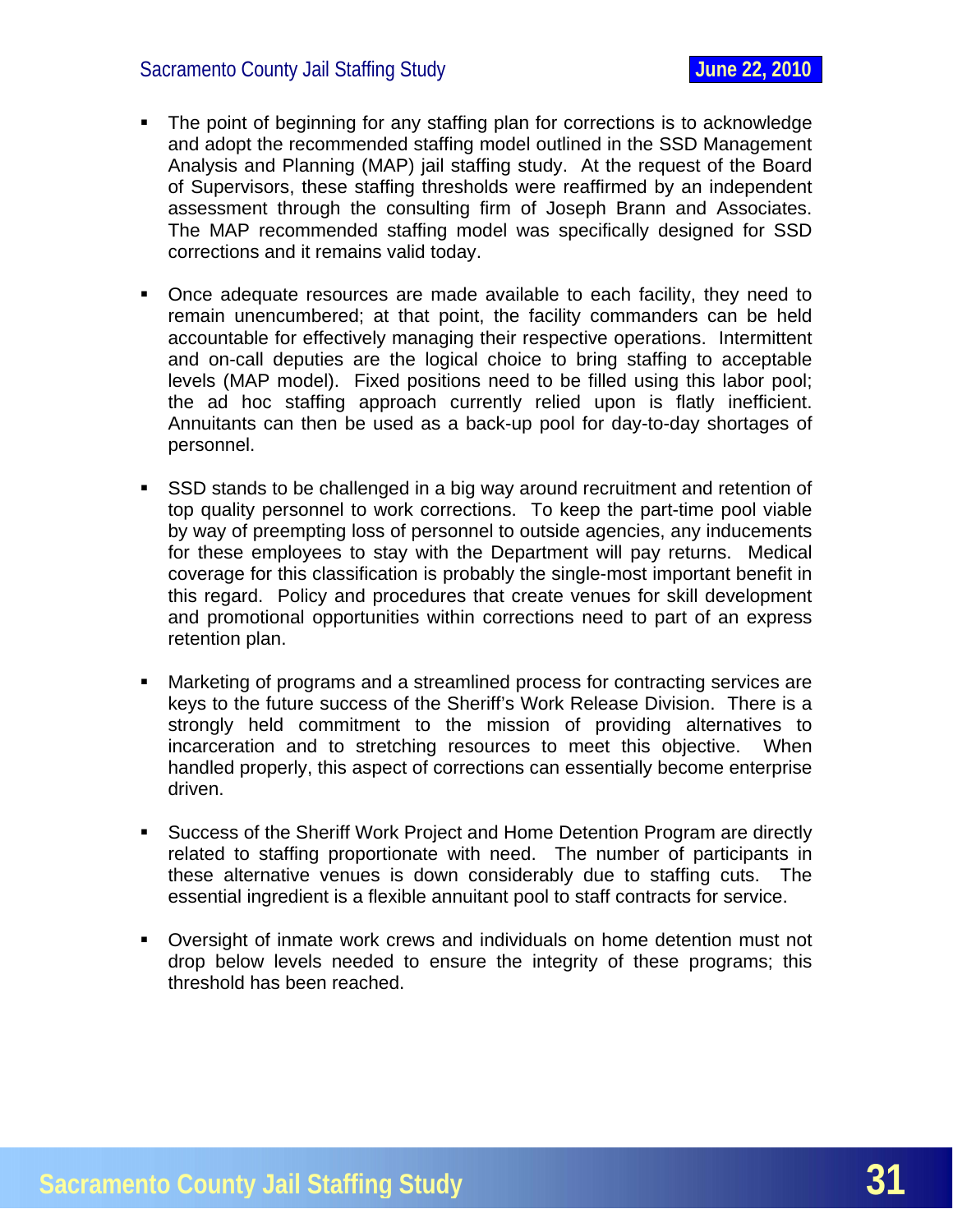- The point of beginning for any staffing plan for corrections is to acknowledge and adopt the recommended staffing model outlined in the SSD Management Analysis and Planning (MAP) jail staffing study. At the request of the Board of Supervisors, these staffing thresholds were reaffirmed by an independent assessment through the consulting firm of Joseph Brann and Associates. The MAP recommended staffing model was specifically designed for SSD corrections and it remains valid today.

- Once adequate resources are made available to each facility, they need to remain unencumbered; at that point, the facility commanders can be held accountable for effectively managing their respective operations. Intermittent and on-call deputies are the logical choice to bring staffing to acceptable levels (MAP model). Fixed positions need to be filled using this labor pool; the ad hoc staffing approach currently relied upon is flatly inefficient. Annuitants can then be used as a back-up pool for day-to-day shortages of personnel.

- SSD stands to be challenged in a big way around recruitment and retention of top quality personnel to work corrections. To keep the part-time pool viable by way of preempting loss of personnel to outside agencies, any inducements for these employees to stay with the Department will pay returns. Medical coverage for this classification is probably the single-most important benefit in this regard. Policy and procedures that create venues for skill development and promotional opportunities within corrections need to part of an express retention plan.

- Marketing of programs and a streamlined process for contracting services are keys to the future success of the Sheriff's Work Release Division. There is a strongly held commitment to the mission of providing alternatives to incarceration and to stretching resources to meet this objective. When handled properly, this aspect of corrections can essentially become enterprise driven.

- Success of the Sheriff Work Project and Home Detention Program are directly related to staffing proportionate with need. The number of participants in these alternative venues is down considerably due to staffing cuts. The essential ingredient is a flexible annuitant pool to staff contracts for service.

- Oversight of inmate work crews and individuals on home detention must not drop below levels needed to ensure the integrity of these programs; this threshold has been reached.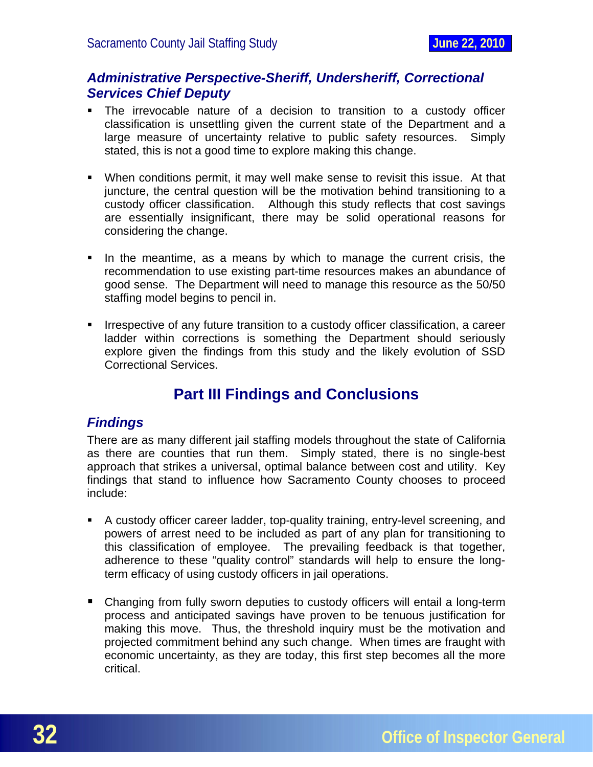### *Administrative Perspective-Sheriff, Undersheriff, Correctional Services Chief Deputy*

- The irrevocable nature of a decision to transition to a custody officer classification is unsettling given the current state of the Department and a large measure of uncertainty relative to public safety resources. Simply stated, this is not a good time to explore making this change.

- When conditions permit, it may well make sense to revisit this issue. At that juncture, the central question will be the motivation behind transitioning to a custody officer classification. Although this study reflects that cost savings are essentially insignificant, there may be solid operational reasons for considering the change.

- In the meantime, as a means by which to manage the current crisis, the recommendation to use existing part-time resources makes an abundance of good sense. The Department will need to manage this resource as the 50/50 staffing model begins to pencil in.

- Irrespective of any future transition to a custody officer classification, a career ladder within corrections is something the Department should seriously explore given the findings from this study and the likely evolution of SSD Correctional Services.

## Part III Findings and Conclusions

### *Findings*

There are as many different jail staffing models throughout the state of California as there are counties that run them. Simply stated, there is no single-best approach that strikes a universal, optimal balance between cost and utility. Key findings that stand to influence how Sacramento County chooses to proceed include:

- A custody officer career ladder, top-quality training, entry-level screening, and powers of arrest need to be included as part of any plan for transitioning to this classification of employee. The prevailing feedback is that together, adherence to these "quality control" standards will help to ensure the long-term efficacy of using custody officers in jail operations.

- Changing from fully sworn deputies to custody officers will entail a long-term process and anticipated savings have proven to be tenuous justification for making this move. Thus, the threshold inquiry must be the motivation and projected commitment behind any such change. When times are fraught with economic uncertainty, as they are today, this first step becomes all the more critical.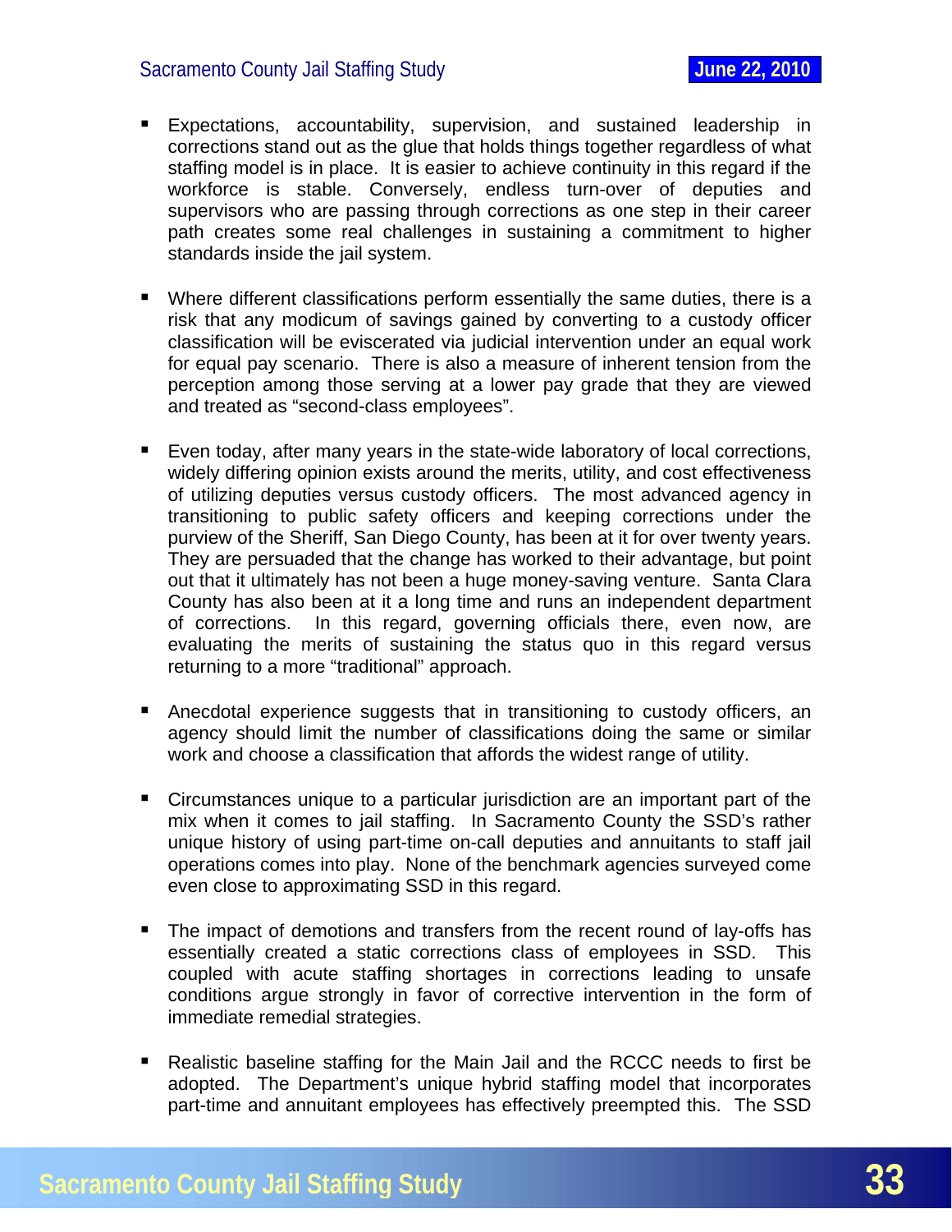- Expectations, accountability, supervision, and sustained leadership in corrections stand out as the glue that holds things together regardless of what staffing model is in place. It is easier to achieve continuity in this regard if the workforce is stable. Conversely, endless turn-over of deputies and supervisors who are passing through corrections as one step in their career path creates some real challenges in sustaining a commitment to higher standards inside the jail system.

- Where different classifications perform essentially the same duties, there is a risk that any modicum of savings gained by converting to a custody officer classification will be eviscerated via judicial intervention under an equal work for equal pay scenario. There is also a measure of inherent tension from the perception among those serving at a lower pay grade that they are viewed and treated as "second-class employees".

- Even today, after many years in the state-wide laboratory of local corrections, widely differing opinion exists around the merits, utility, and cost effectiveness of utilizing deputies versus custody officers. The most advanced agency in transitioning to public safety officers and keeping corrections under the purview of the Sheriff, San Diego County, has been at it for over twenty years. They are persuaded that the change has worked to their advantage, but point out that it ultimately has not been a huge money-saving venture. Santa Clara County has also been at it a long time and runs an independent department of corrections. In this regard, governing officials there, even now, are evaluating the merits of sustaining the status quo in this regard versus returning to a more "traditional" approach.

- Anecdotal experience suggests that in transitioning to custody officers, an agency should limit the number of classifications doing the same or similar work and choose a classification that affords the widest range of utility.

- Circumstances unique to a particular jurisdiction are an important part of the mix when it comes to jail staffing. In Sacramento County the SSD's rather unique history of using part-time on-call deputies and annuitants to staff jail operations comes into play. None of the benchmark agencies surveyed come even close to approximating SSD in this regard.

- The impact of demotions and transfers from the recent round of lay-offs has essentially created a static corrections class of employees in SSD. This coupled with acute staffing shortages in corrections leading to unsafe conditions argue strongly in favor of corrective intervention in the form of immediate remedial strategies.

- Realistic baseline staffing for the Main Jail and the RCCC needs to first be adopted. The Department's unique hybrid staffing model that incorporates part-time and annuitant employees has effectively preempted this. The SSD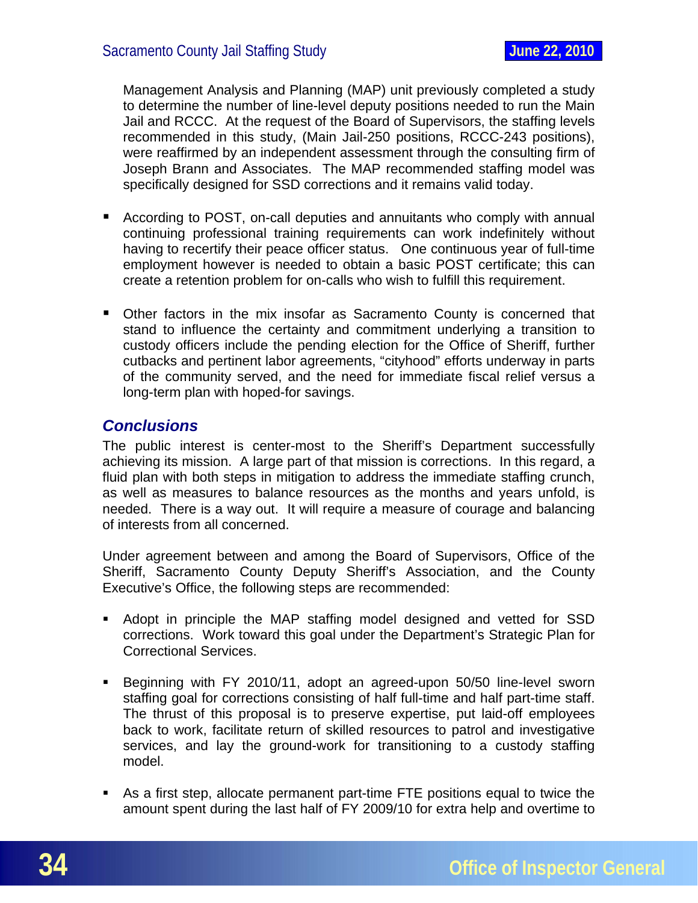Management Analysis and Planning (MAP) unit previously completed a study to determine the number of line-level deputy positions needed to run the Main Jail and RCCC. At the request of the Board of Supervisors, the staffing levels recommended in this study, (Main Jail-250 positions, RCCC-243 positions), were reaffirmed by an independent assessment through the consulting firm of Joseph Brann and Associates. The MAP recommended staffing model was specifically designed for SSD corrections and it remains valid today.

- According to POST, on-call deputies and annuitants who comply with annual continuing professional training requirements can work indefinitely without having to recertify their peace officer status. One continuous year of full-time employment however is needed to obtain a basic POST certificate; this can create a retention problem for on-calls who wish to fulfill this requirement.

- Other factors in the mix insofar as Sacramento County is concerned that stand to influence the certainty and commitment underlying a transition to custody officers include the pending election for the Office of Sheriff, further cutbacks and pertinent labor agreements, "cityhood" efforts underway in parts of the community served, and the need for immediate fiscal relief versus a long-term plan with hoped-for savings.

## *Conclusions*

The public interest is center-most to the Sheriff's Department successfully achieving its mission. A large part of that mission is corrections. In this regard, a fluid plan with both steps in mitigation to address the immediate staffing crunch, as well as measures to balance resources as the months and years unfold, is needed. There is a way out. It will require a measure of courage and balancing of interests from all concerned.

Under agreement between and among the Board of Supervisors, Office of the Sheriff, Sacramento County Deputy Sheriff's Association, and the County Executive's Office, the following steps are recommended:

- Adopt in principle the MAP staffing model designed and vetted for SSD corrections. Work toward this goal under the Department's Strategic Plan for Correctional Services.

- Beginning with FY 2010/11, adopt an agreed-upon 50/50 line-level sworn staffing goal for corrections consisting of half full-time and half part-time staff. The thrust of this proposal is to preserve expertise, put laid-off employees back to work, facilitate return of skilled resources to patrol and investigative services, and lay the ground-work for transitioning to a custody staffing model.

- As a first step, allocate permanent part-time FTE positions equal to twice the amount spent during the last half of FY 2009/10 for extra help and overtime to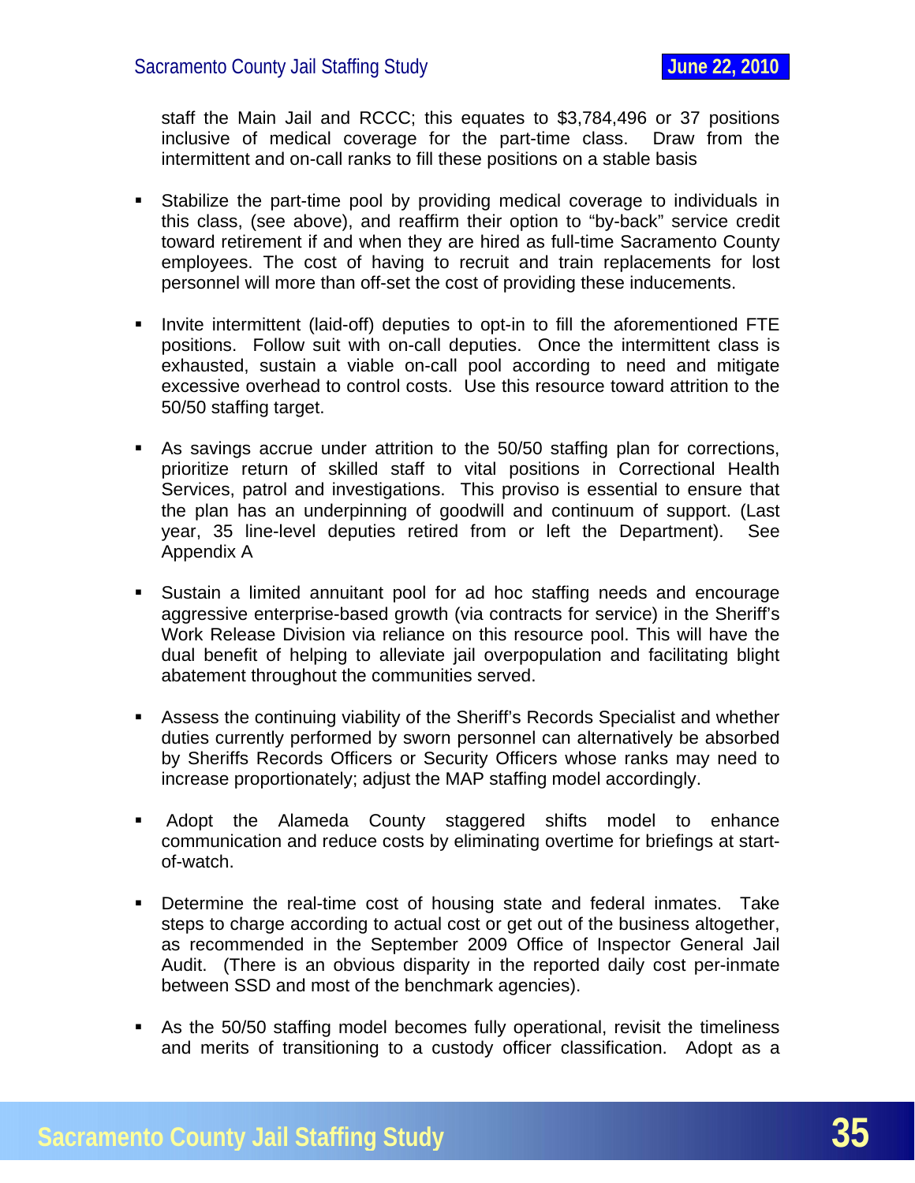staff the Main Jail and RCCC; this equates to $3,784,496 or 37 positions inclusive of medical coverage for the part-time class. Draw from the intermittent and on-call ranks to fill these positions on a stable basis

- Stabilize the part-time pool by providing medical coverage to individuals in this class, (see above), and reaffirm their option to "by-back" service credit toward retirement if and when they are hired as full-time Sacramento County employees. The cost of having to recruit and train replacements for lost personnel will more than off-set the cost of providing these inducements.

- Invite intermittent (laid-off) deputies to opt-in to fill the aforementioned FTE positions. Follow suit with on-call deputies. Once the intermittent class is exhausted, sustain a viable on-call pool according to need and mitigate excessive overhead to control costs. Use this resource toward attrition to the 50/50 staffing target.

- As savings accrue under attrition to the 50/50 staffing plan for corrections, prioritize return of skilled staff to vital positions in Correctional Health Services, patrol and investigations. This proviso is essential to ensure that the plan has an underpinning of goodwill and continuum of support. (Last year, 35 line-level deputies retired from or left the Department). See Appendix A

- Sustain a limited annuitant pool for ad hoc staffing needs and encourage aggressive enterprise-based growth (via contracts for service) in the Sheriff's Work Release Division via reliance on this resource pool. This will have the dual benefit of helping to alleviate jail overpopulation and facilitating blight abatement throughout the communities served.

- Assess the continuing viability of the Sheriff's Records Specialist and whether duties currently performed by sworn personnel can alternatively be absorbed by Sheriffs Records Officers or Security Officers whose ranks may need to increase proportionately; adjust the MAP staffing model accordingly.

- Adopt the Alameda County staggered shifts model to enhance communication and reduce costs by eliminating overtime for briefings at start-of-watch.

- Determine the real-time cost of housing state and federal inmates. Take steps to charge according to actual cost or get out of the business altogether, as recommended in the September 2009 Office of Inspector General Jail Audit. (There is an obvious disparity in the reported daily cost per-inmate between SSD and most of the benchmark agencies).

- As the 50/50 staffing model becomes fully operational, revisit the timeliness and merits of transitioning to a custody officer classification. Adopt as a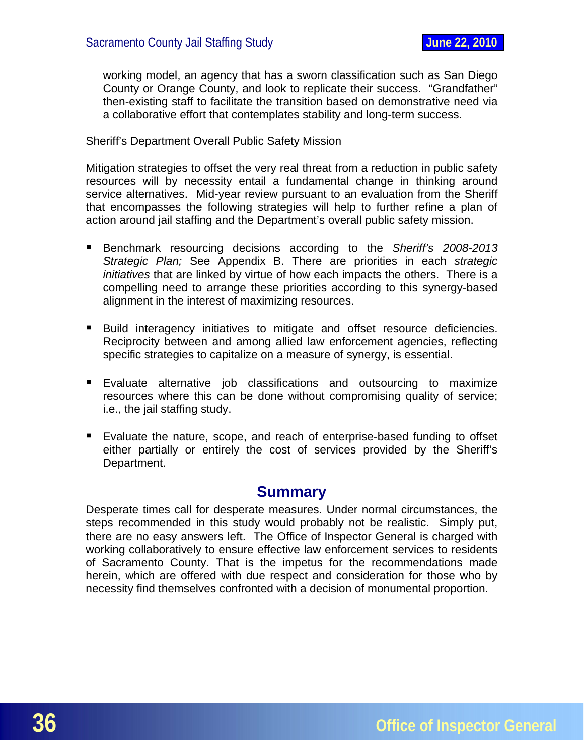working model, an agency that has a sworn classification such as San Diego County or Orange County, and look to replicate their success. "Grandfather" then-existing staff to facilitate the transition based on demonstrative need via a collaborative effort that contemplates stability and long-term success.

Sheriff's Department Overall Public Safety Mission

Mitigation strategies to offset the very real threat from a reduction in public safety resources will by necessity entail a fundamental change in thinking around service alternatives. Mid-year review pursuant to an evaluation from the Sheriff that encompasses the following strategies will help to further refine a plan of action around jail staffing and the Department's overall public safety mission.

- Benchmark resourcing decisions according to the *Sheriff's 2008-2013 Strategic Plan;* See Appendix B. There are priorities in each *strategic initiatives* that are linked by virtue of how each impacts the others. There is a compelling need to arrange these priorities according to this synergy-based alignment in the interest of maximizing resources.

- Build interagency initiatives to mitigate and offset resource deficiencies. Reciprocity between and among allied law enforcement agencies, reflecting specific strategies to capitalize on a measure of synergy, is essential.

- Evaluate alternative job classifications and outsourcing to maximize resources where this can be done without compromising quality of service; i.e., the jail staffing study.

- Evaluate the nature, scope, and reach of enterprise-based funding to offset either partially or entirely the cost of services provided by the Sheriff's Department.

## Summary

Desperate times call for desperate measures. Under normal circumstances, the steps recommended in this study would probably not be realistic. Simply put, there are no easy answers left. The Office of Inspector General is charged with working collaboratively to ensure effective law enforcement services to residents of Sacramento County. That is the impetus for the recommendations made herein, which are offered with due respect and consideration for those who by necessity find themselves confronted with a decision of monumental proportion.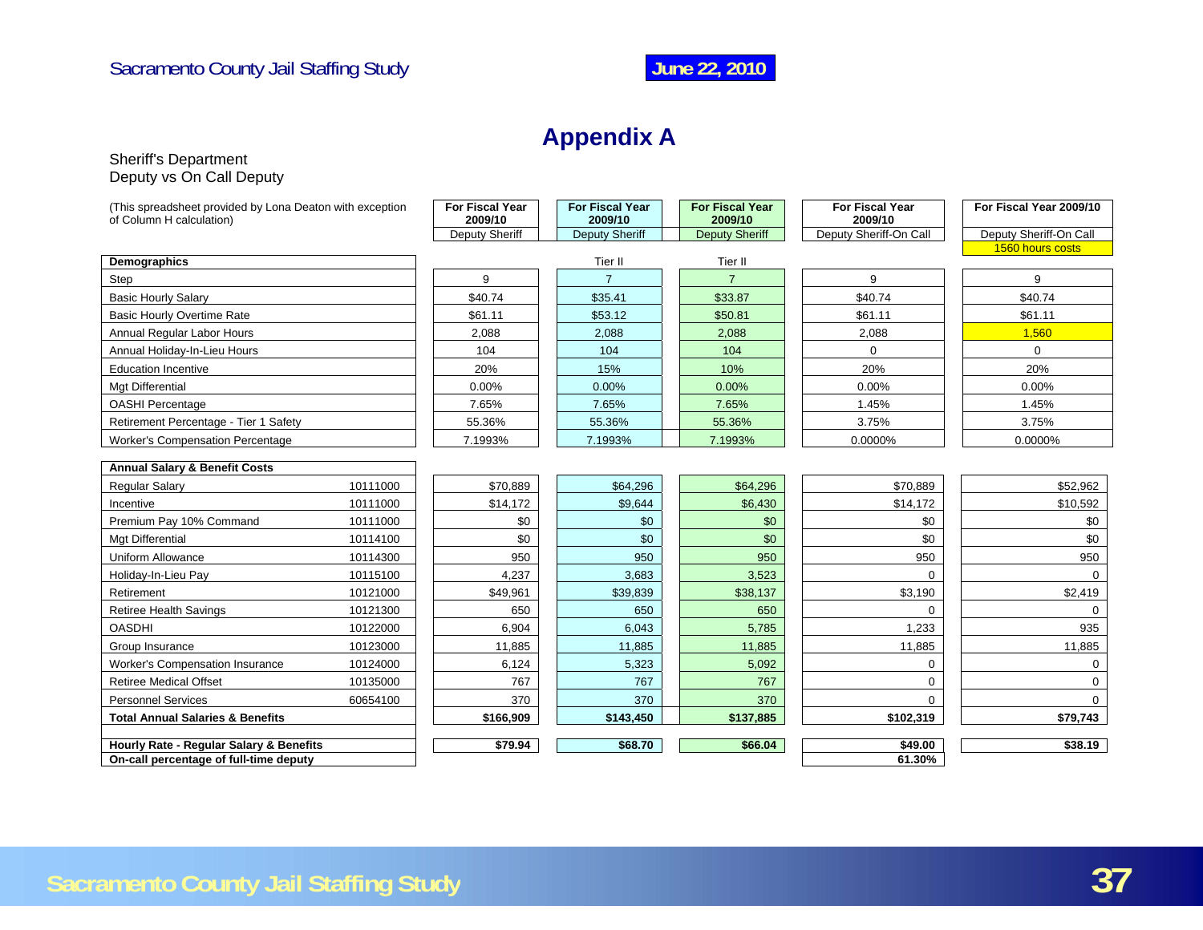# Appendix A

Sheriff's Department
Deputy vs On Call Deputy

(This spreadsheet provided by Lona Deaton with exception of Column H calculation)

| | | For Fiscal Year 2009/10 | For Fiscal Year 2009/10 | For Fiscal Year 2009/10 | For Fiscal Year 2009/10 | For Fiscal Year 2009/10 |
|---|---|---|---|---|---|---|
| | | Deputy Sheriff | Deputy Sheriff | Deputy Sheriff | Deputy Sheriff-On Call | Deputy Sheriff-On Call |
| | | | | | | 1560 hours costs |
| **Demographics** | | | Tier II | Tier II | | |
| Step | | 9 | 7 | 7 | 9 | 9 |
| Basic Hourly Salary | | $40.74 | $35.41 | $33.87 | $40.74 | $40.74 |
| Basic Hourly Overtime Rate | | $61.11 | $53.12 | $50.81 | $61.11 | $61.11 |
| Annual Regular Labor Hours | | 2,088 | 2,088 | 2,088 | 2,088 | 1,560 |
| Annual Holiday-In-Lieu Hours | | 104 | 104 | 104 | 0 | 0 |
| Education Incentive | | 20% | 15% | 10% | 20% | 20% |
| Mgt Differential | | 0.00% | 0.00% | 0.00% | 0.00% | 0.00% |
| OASHI Percentage | | 7.65% | 7.65% | 7.65% | 1.45% | 1.45% |
| Retirement Percentage - Tier 1 Safety | | 55.36% | 55.36% | 55.36% | 3.75% | 3.75% |
| Worker's Compensation Percentage | | 7.1993% | 7.1993% | 7.1993% | 0.0000% | 0.0000% |
| **Annual Salary & Benefit Costs** | | | | | | |
| Regular Salary | 10111000 | $70,889 | $64,296 | $64,296 | $70,889 | $52,962 |
| Incentive | 10111000 | $14,172 | $9,644 | $6,430 | $14,172 | $10,592 |
| Premium Pay 10% Command | 10111000 | $0 | $0 | $0 | $0 | $0 |
| Mgt Differential | 10114100 | $0 | $0 | $0 | $0 | $0 |
| Uniform Allowance | 10114300 | 950 | 950 | 950 | 950 | 950 |
| Holiday-In-Lieu Pay | 10115100 | 4,237 | 3,683 | 3,523 | 0 | 0 |
| Retirement | 10121000 | $49,961 | $39,839 | $38,137 | $3,190 | $2,419 |
| Retiree Health Savings | 10121300 | 650 | 650 | 650 | 0 | 0 |
| OASDHI | 10122000 | 6,904 | 6,043 | 5,785 | 1,233 | 935 |
| Group Insurance | 10123000 | 11,885 | 11,885 | 11,885 | 11,885 | 11,885 |
| Worker's Compensation Insurance | 10124000 | 6,124 | 5,323 | 5,092 | 0 | 0 |
| Retiree Medical Offset | 10135000 | 767 | 767 | 767 | 0 | 0 |
| Personnel Services | 60654100 | 370 | 370 | 370 | 0 | 0 |
| **Total Annual Salaries & Benefits** | | **$166,909** | **$143,450** | **$137,885** | **$102,319** | **$79,743** |
| **Hourly Rate - Regular Salary & Benefits** | | **$79.94** | **$68.70** | **$66.04** | **$49.00** | **$38.19** |
| **On-call percentage of full-time deputy** | | | | | **61.30%** | |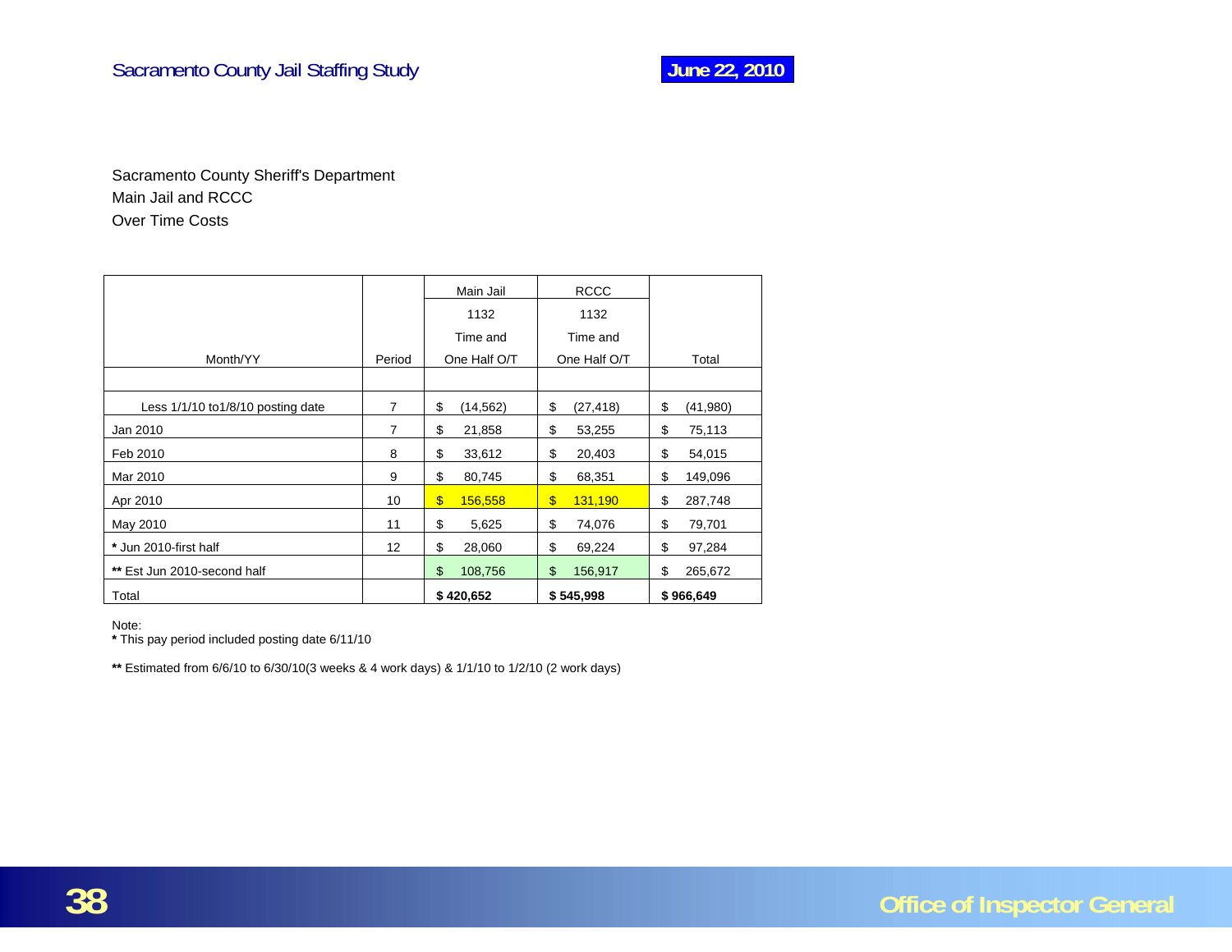Sacramento County Sheriff's Department
Main Jail and RCCC
Over Time Costs

| Month/YY | Period | Main Jail 1132 Time and One Half O/T | RCCC 1132 Time and One Half O/T | Total |
|---|---|---|---|---|
| | | | | |
| Less 1/1/10 to1/8/10 posting date | 7 | $ (14,562) | $ (27,418) | $ (41,980) |
| Jan 2010 | 7 | $ 21,858 | $ 53,255 | $ 75,113 |
| Feb 2010 | 8 | $ 33,612 | $ 20,403 | $ 54,015 |
| Mar 2010 | 9 | $ 80,745 | $ 68,351 | $ 149,096 |
| Apr 2010 | 10 | $ 156,558 | $ 131,190 | $ 287,748 |
| May 2010 | 11 | $ 5,625 | $ 74,076 | $ 79,701 |
| * Jun 2010-first half | 12 | $ 28,060 | $ 69,224 | $ 97,284 |
| ** Est Jun 2010-second half | | $ 108,756 | $ 156,917 | $ 265,672 |
| Total | | **$ 420,652** | **$ 545,998** | **$ 966,649** |

Note:
**\*** This pay period included posting date 6/11/10

**\*\*** Estimated from 6/6/10 to 6/30/10(3 weeks & 4 work days) & 1/1/10 to 1/2/10 (2 work days)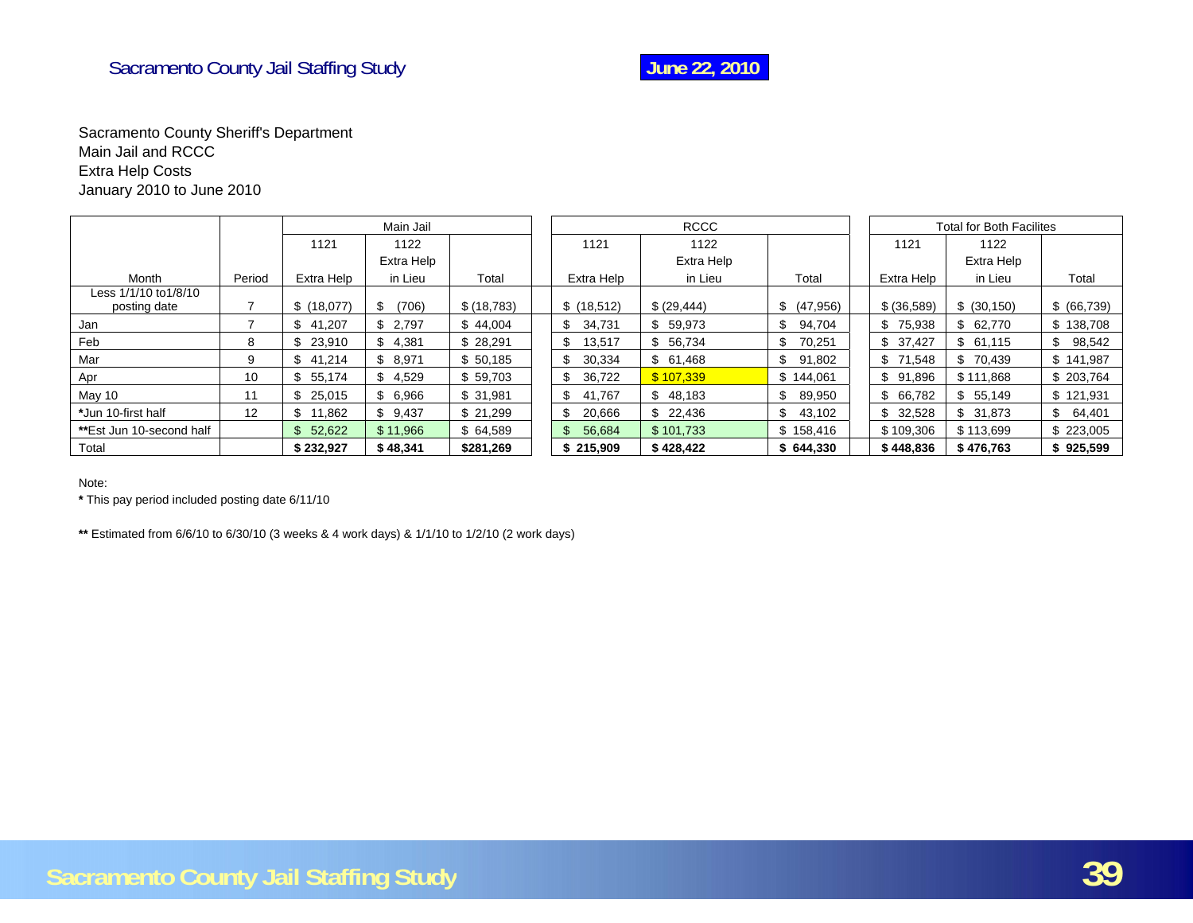Sacramento County Sheriff's Department
Main Jail and RCCC
Extra Help Costs
January 2010 to June 2010

| | | Main Jail | | | RCCC | | | Total for Both Facilites | | |
|---|---|---|---|---|---|---|---|---|---|---|
| | | 1121 | 1122 Extra Help | | 1121 | 1122 Extra Help | | 1121 | 1122 Extra Help | |
| Month | Period | Extra Help | in Lieu | Total | Extra Help | in Lieu | Total | Extra Help | in Lieu | Total |
| Less 1/1/10 to1/8/10 posting date | 7 | $ (18,077) | $ (706) | $ (18,783) | $ (18,512) | $ (29,444) | $ (47,956) | $ (36,589) | $ (30,150) | $ (66,739) |
| Jan | 7 | $ 41,207 | $ 2,797 | $ 44,004 | $ 34,731 | $ 59,973 | $ 94,704 | $ 75,938 | $ 62,770 | $ 138,708 |
| Feb | 8 | $ 23,910 | $ 4,381 | $ 28,291 | $ 13,517 | $ 56,734 | $ 70,251 | $ 37,427 | $ 61,115 | $ 98,542 |
| Mar | 9 | $ 41,214 | $ 8,971 | $ 50,185 | $ 30,334 | $ 61,468 | $ 91,802 | $ 71,548 | $ 70,439 | $ 141,987 |
| Apr | 10 | $ 55,174 | $ 4,529 | $ 59,703 | $ 36,722 | $ 107,339 | $ 144,061 | $ 91,896 | $ 111,868 | $ 203,764 |
| May 10 | 11 | $ 25,015 | $ 6,966 | $ 31,981 | $ 41,767 | $ 48,183 | $ 89,950 | $ 66,782 | $ 55,149 | $ 121,931 |
| *Jun 10-first half | 12 | $ 11,862 | $ 9,437 | $ 21,299 | $ 20,666 | $ 22,436 | $ 43,102 | $ 32,528 | $ 31,873 | $ 64,401 |
| **Est Jun 10-second half | | $ 52,622 | $ 11,966 | $ 64,589 | $ 56,684 | $ 101,733 | $ 158,416 | $ 109,306 | $ 113,699 | $ 223,005 |
| Total | | **$ 232,927** | **$ 48,341** | **$281,269** | **$ 215,909** | **$ 428,422** | **$ 644,330** | **$ 448,836** | **$ 476,763** | **$ 925,599** |

Note:

**\*** This pay period included posting date 6/11/10

**\*\*** Estimated from 6/6/10 to 6/30/10 (3 weeks & 4 work days) & 1/1/10 to 1/2/10 (2 work days)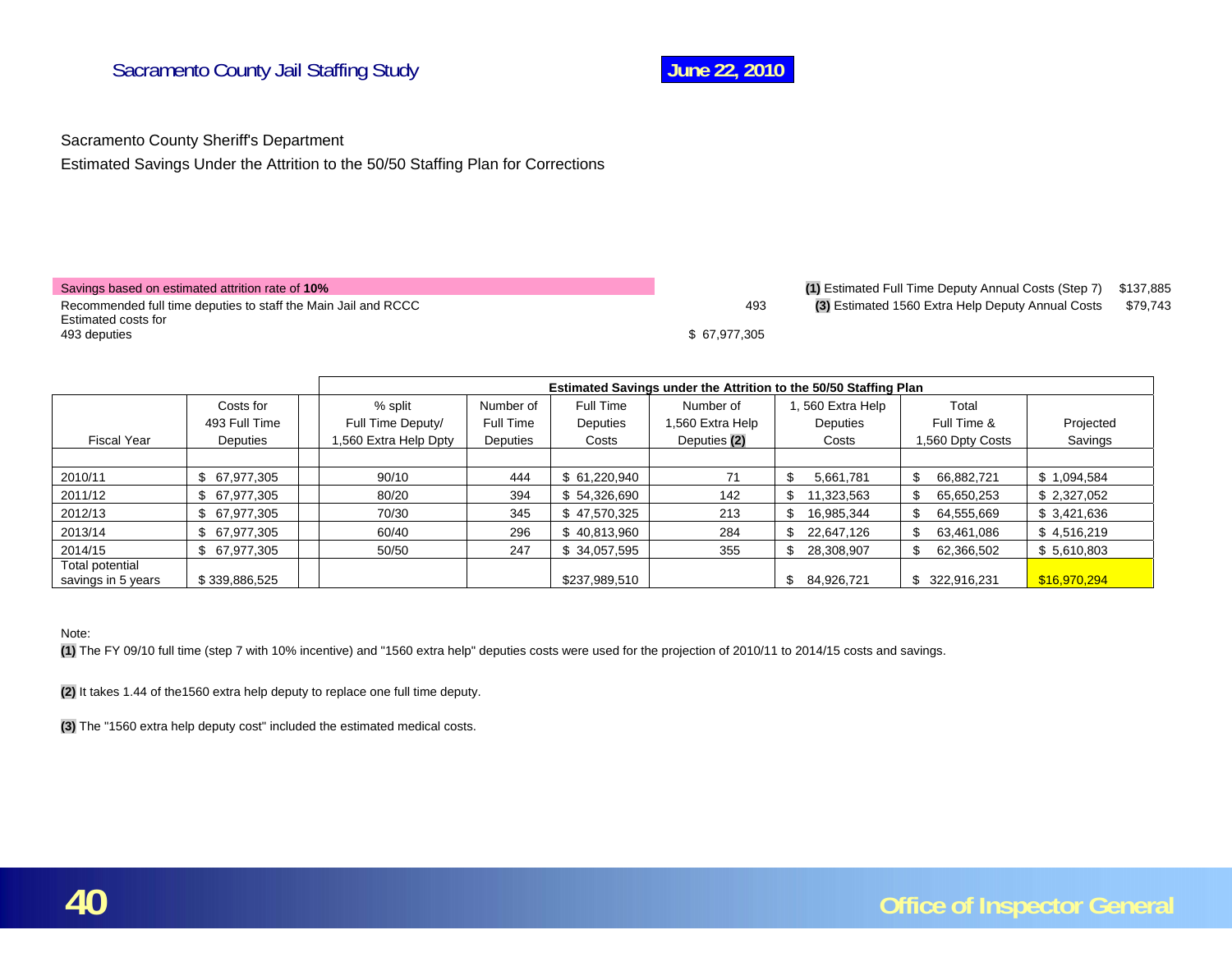Sacramento County Sheriff's Department

Estimated Savings Under the Attrition to the 50/50 Staffing Plan for Corrections

Savings based on estimated attrition rate of **10%**

| | |
|---|---|
| Recommended full time deputies to staff the Main Jail and RCCC | 493 |
| Estimated costs for 493 deputies | $ 67,977,305 |

| | |
|---|---|
| **(1)** Estimated Full Time Deputy Annual Costs (Step 7) | $137,885 |
| **(3)** Estimated 1560 Extra Help Deputy Annual Costs | $79,743 |

| Fiscal Year | Costs for 493 Full Time Deputies | | Estimated Savings under the Attrition to the 50/50 Staffing Plan | | | | | | |
|---|---|---|---|---|---|---|---|---|---|
| | | | % split Full Time Deputy/ 1,560 Extra Help Dpty | Number of Full Time Deputies | Full Time Deputies Costs | Number of 1,560 Extra Help Deputies **(2)** | 1, 560 Extra Help Deputies Costs | Total Full Time & 1,560 Dpty Costs | Projected Savings |
| 2010/11 | $ 67,977,305 | | 90/10 | 444 | $ 61,220,940 | 71 | $ 5,661,781 | $ 66,882,721 | $ 1,094,584 |
| 2011/12 | $ 67,977,305 | | 80/20 | 394 | $ 54,326,690 | 142 | $ 11,323,563 | $ 65,650,253 | $ 2,327,052 |
| 2012/13 | $ 67,977,305 | | 70/30 | 345 | $ 47,570,325 | 213 | $ 16,985,344 | $ 64,555,669 | $ 3,421,636 |
| 2013/14 | $ 67,977,305 | | 60/40 | 296 | $ 40,813,960 | 284 | $ 22,647,126 | $ 63,461,086 | $ 4,516,219 |
| 2014/15 | $ 67,977,305 | | 50/50 | 247 | $ 34,057,595 | 355 | $ 28,308,907 | $ 62,366,502 | $ 5,610,803 |
| Total potential savings in 5 years | $ 339,886,525 | | | | $237,989,510 | | $ 84,926,721 | $ 322,916,231 | $16,970,294 |

Note:

**(1)** The FY 09/10 full time (step 7 with 10% incentive) and "1560 extra help" deputies costs were used for the projection of 2010/11 to 2014/15 costs and savings.

**(2)** It takes 1.44 of the1560 extra help deputy to replace one full time deputy.

**(3)** The "1560 extra help deputy cost" included the estimated medical costs.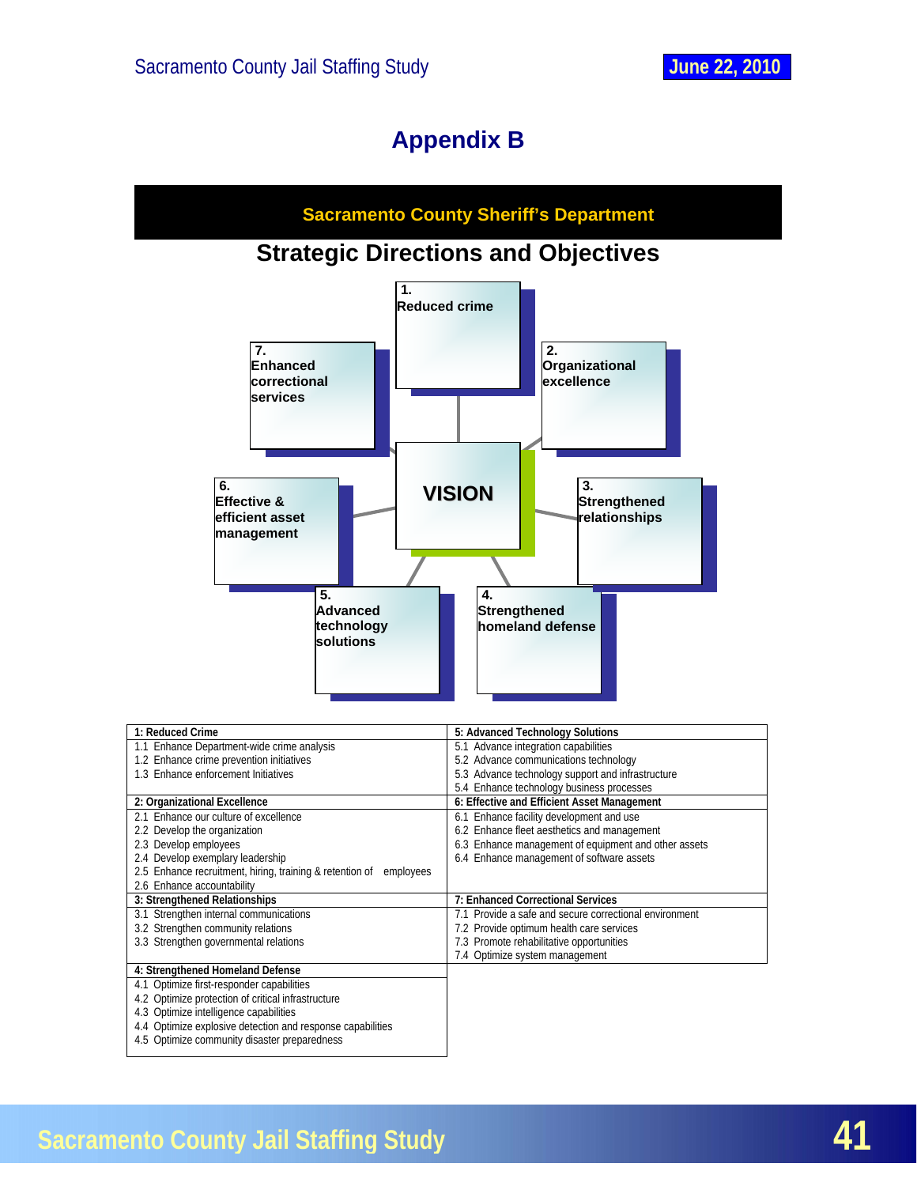# Appendix B

## Sacramento County Sheriff's Department

## Strategic Directions and Objectives

VISION

1. Reduced crime
2. Organizational excellence
3. Strengthened relationships
4. Strengthened homeland defense
5. Advanced technology solutions
6. Effective & efficient asset management
7. Enhanced correctional services

| 1: Reduced Crime | 5: Advanced Technology Solutions |
|---|---|
| 1.1 Enhance Department-wide crime analysis<br>1.2 Enhance crime prevention initiatives<br>1.3 Enhance enforcement Initiatives | 5.1 Advance integration capabilities<br>5.2 Advance communications technology<br>5.3 Advance technology support and infrastructure<br>5.4 Enhance technology business processes |
| **2: Organizational Excellence** | **6: Effective and Efficient Asset Management** |
| 2.1 Enhance our culture of excellence<br>2.2 Develop the organization<br>2.3 Develop employees<br>2.4 Develop exemplary leadership<br>2.5 Enhance recruitment, hiring, training & retention of employees<br>2.6 Enhance accountability | 6.1 Enhance facility development and use<br>6.2 Enhance fleet aesthetics and management<br>6.3 Enhance management of equipment and other assets<br>6.4 Enhance management of software assets |
| **3: Strengthened Relationships** | **7: Enhanced Correctional Services** |
| 3.1 Strengthen internal communications<br>3.2 Strengthen community relations<br>3.3 Strengthen governmental relations | 7.1 Provide a safe and secure correctional environment<br>7.2 Provide optimum health care services<br>7.3 Promote rehabilitative opportunities<br>7.4 Optimize system management |
| **4: Strengthened Homeland Defense** | |
| 4.1 Optimize first-responder capabilities<br>4.2 Optimize protection of critical infrastructure<br>4.3 Optimize intelligence capabilities<br>4.4 Optimize explosive detection and response capabilities<br>4.5 Optimize community disaster preparedness | |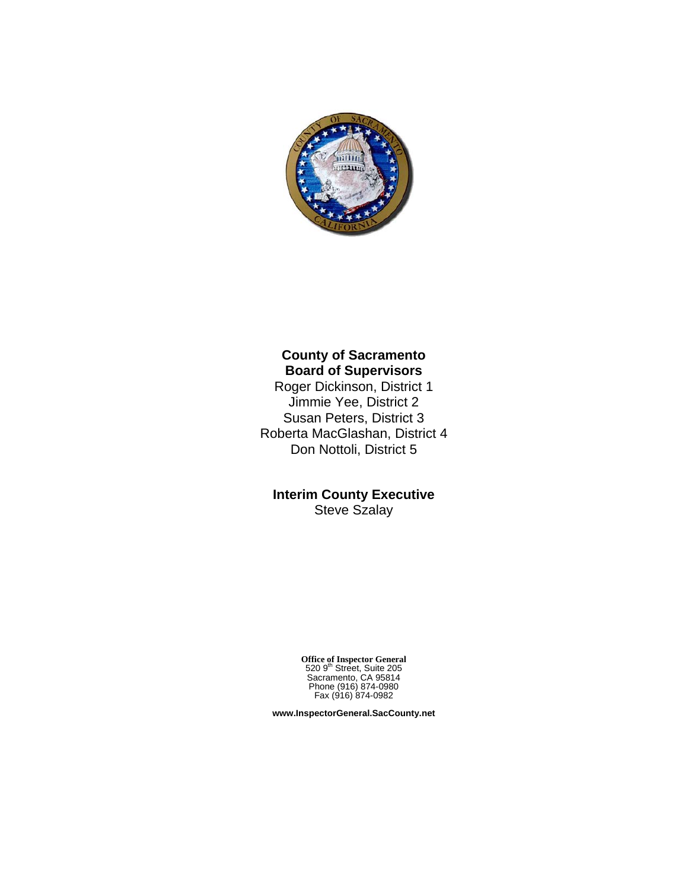**County of Sacramento**
**Board of Supervisors**

Roger Dickinson, District 1
Jimmie Yee, District 2
Susan Peters, District 3
Roberta MacGlashan, District 4
Don Nottoli, District 5

**Interim County Executive**
Steve Szalay

**Office of Inspector General**
520 9th Street, Suite 205
Sacramento, CA 95814
Phone (916) 874-0980
Fax (916) 874-0982

**www.InspectorGeneral.SacCounty.net**